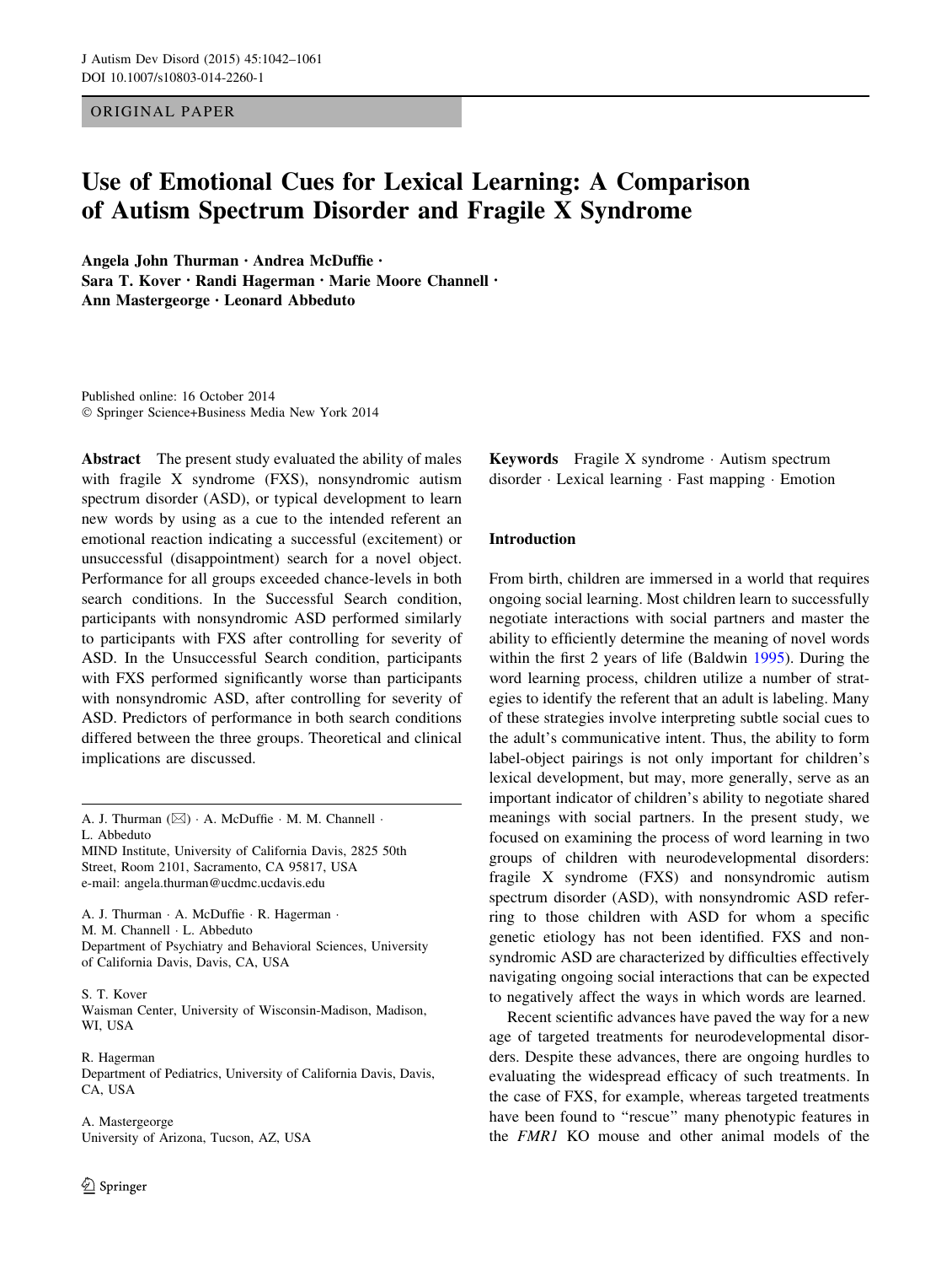ORIGINAL PAPER

# Use of Emotional Cues for Lexical Learning: A Comparison of Autism Spectrum Disorder and Fragile X Syndrome

**Angela John Thurman · Andrea McDuffie · Sara T. Kover · Randi Hagerman · Marie Moore Channell · Ann Mastergeorge · Leonard Abbeduto**

Published online: 16 October 2014
© Springer Science+Business Media New York 2014

**Abstract** The present study evaluated the ability of males with fragile X syndrome (FXS), nonsyndromic autism spectrum disorder (ASD), or typical development to learn new words by using as a cue to the intended referent an emotional reaction indicating a successful (excitement) or unsuccessful (disappointment) search for a novel object. Performance for all groups exceeded chance-levels in both search conditions. In the Successful Search condition, participants with nonsyndromic ASD performed similarly to participants with FXS after controlling for severity of ASD. In the Unsuccessful Search condition, participants with FXS performed significantly worse than participants with nonsyndromic ASD, after controlling for severity of ASD. Predictors of performance in both search conditions differed between the three groups. Theoretical and clinical implications are discussed.

**Keywords** Fragile X syndrome · Autism spectrum disorder · Lexical learning · Fast mapping · Emotion

A. J. Thurman (✉) · A. McDuffie · M. M. Channell · L. Abbeduto
MIND Institute, University of California Davis, 2825 50th Street, Room 2101, Sacramento, CA 95817, USA
e-mail: angela.thurman@ucdmc.ucdavis.edu

A. J. Thurman · A. McDuffie · R. Hagerman · M. M. Channell · L. Abbeduto
Department of Psychiatry and Behavioral Sciences, University of California Davis, Davis, CA, USA

S. T. Kover
Waisman Center, University of Wisconsin-Madison, Madison, WI, USA

R. Hagerman
Department of Pediatrics, University of California Davis, Davis, CA, USA

A. Mastergeorge
University of Arizona, Tucson, AZ, USA

## Introduction

From birth, children are immersed in a world that requires ongoing social learning. Most children learn to successfully negotiate interactions with social partners and master the ability to efficiently determine the meaning of novel words within the first 2 years of life (Baldwin 1995). During the word learning process, children utilize a number of strategies to identify the referent that an adult is labeling. Many of these strategies involve interpreting subtle social cues to the adult's communicative intent. Thus, the ability to form label-object pairings is not only important for children's lexical development, but may, more generally, serve as an important indicator of children's ability to negotiate shared meanings with social partners. In the present study, we focused on examining the process of word learning in two groups of children with neurodevelopmental disorders: fragile X syndrome (FXS) and nonsyndromic autism spectrum disorder (ASD), with nonsyndromic ASD referring to those children with ASD for whom a specific genetic etiology has not been identified. FXS and nonsyndromic ASD are characterized by difficulties effectively navigating ongoing social interactions that can be expected to negatively affect the ways in which words are learned.

Recent scientific advances have paved the way for a new age of targeted treatments for neurodevelopmental disorders. Despite these advances, there are ongoing hurdles to evaluating the widespread efficacy of such treatments. In the case of FXS, for example, whereas targeted treatments have been found to "rescue" many phenotypic features in the *FMR1* KO mouse and other animal models of the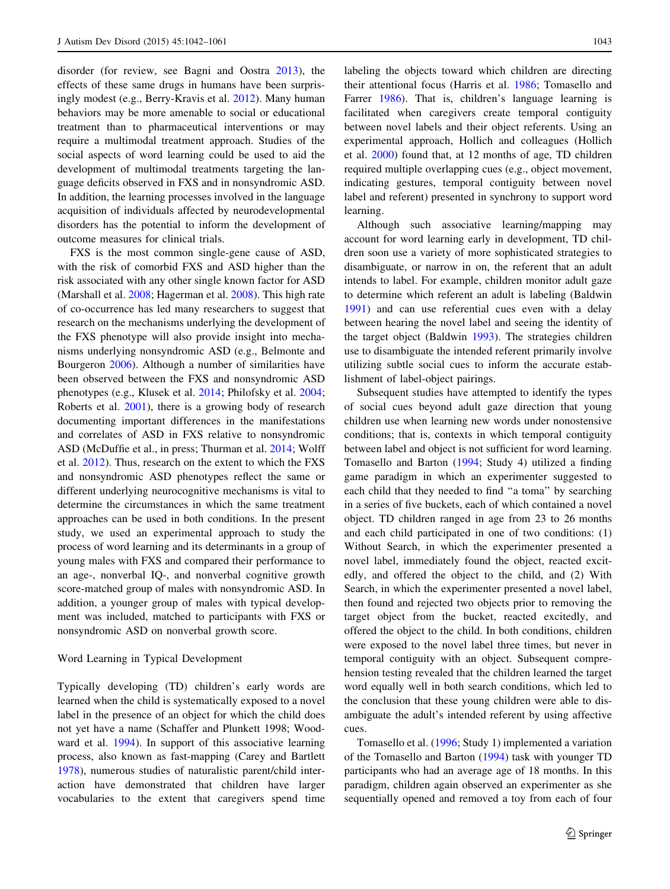disorder (for review, see Bagni and Oostra 2013), the effects of these same drugs in humans have been surprisingly modest (e.g., Berry-Kravis et al. 2012). Many human behaviors may be more amenable to social or educational treatment than to pharmaceutical interventions or may require a multimodal treatment approach. Studies of the social aspects of word learning could be used to aid the development of multimodal treatments targeting the language deficits observed in FXS and in nonsyndromic ASD. In addition, the learning processes involved in the language acquisition of individuals affected by neurodevelopmental disorders has the potential to inform the development of outcome measures for clinical trials.

FXS is the most common single-gene cause of ASD, with the risk of comorbid FXS and ASD higher than the risk associated with any other single known factor for ASD (Marshall et al. 2008; Hagerman et al. 2008). This high rate of co-occurrence has led many researchers to suggest that research on the mechanisms underlying the development of the FXS phenotype will also provide insight into mechanisms underlying nonsyndromic ASD (e.g., Belmonte and Bourgeron 2006). Although a number of similarities have been observed between the FXS and nonsyndromic ASD phenotypes (e.g., Klusek et al. 2014; Philofsky et al. 2004; Roberts et al. 2001), there is a growing body of research documenting important differences in the manifestations and correlates of ASD in FXS relative to nonsyndromic ASD (McDuffie et al., in press; Thurman et al. 2014; Wolff et al. 2012). Thus, research on the extent to which the FXS and nonsyndromic ASD phenotypes reflect the same or different underlying neurocognitive mechanisms is vital to determine the circumstances in which the same treatment approaches can be used in both conditions. In the present study, we used an experimental approach to study the process of word learning and its determinants in a group of young males with FXS and compared their performance to an age-, nonverbal IQ-, and nonverbal cognitive growth score-matched group of males with nonsyndromic ASD. In addition, a younger group of males with typical development was included, matched to participants with FXS or nonsyndromic ASD on nonverbal growth score.

## Word Learning in Typical Development

Typically developing (TD) children's early words are learned when the child is systematically exposed to a novel label in the presence of an object for which the child does not yet have a name (Schaffer and Plunkett 1998; Woodward et al. 1994). In support of this associative learning process, also known as fast-mapping (Carey and Bartlett 1978), numerous studies of naturalistic parent/child interaction have demonstrated that children have larger vocabularies to the extent that caregivers spend time labeling the objects toward which children are directing their attentional focus (Harris et al. 1986; Tomasello and Farrer 1986). That is, children's language learning is facilitated when caregivers create temporal contiguity between novel labels and their object referents. Using an experimental approach, Hollich and colleagues (Hollich et al. 2000) found that, at 12 months of age, TD children required multiple overlapping cues (e.g., object movement, indicating gestures, temporal contiguity between novel label and referent) presented in synchrony to support word learning.

Although such associative learning/mapping may account for word learning early in development, TD children soon use a variety of more sophisticated strategies to disambiguate, or narrow in on, the referent that an adult intends to label. For example, children monitor adult gaze to determine which referent an adult is labeling (Baldwin 1991) and can use referential cues even with a delay between hearing the novel label and seeing the identity of the target object (Baldwin 1993). The strategies children use to disambiguate the intended referent primarily involve utilizing subtle social cues to inform the accurate establishment of label-object pairings.

Subsequent studies have attempted to identify the types of social cues beyond adult gaze direction that young children use when learning new words under nonostensive conditions; that is, contexts in which temporal contiguity between label and object is not sufficient for word learning. Tomasello and Barton (1994; Study 4) utilized a finding game paradigm in which an experimenter suggested to each child that they needed to find "a toma" by searching in a series of five buckets, each of which contained a novel object. TD children ranged in age from 23 to 26 months and each child participated in one of two conditions: (1) Without Search, in which the experimenter presented a novel label, immediately found the object, reacted excitedly, and offered the object to the child, and (2) With Search, in which the experimenter presented a novel label, then found and rejected two objects prior to removing the target object from the bucket, reacted excitedly, and offered the object to the child. In both conditions, children were exposed to the novel label three times, but never in temporal contiguity with an object. Subsequent comprehension testing revealed that the children learned the target word equally well in both search conditions, which led to the conclusion that these young children were able to disambiguate the adult's intended referent by using affective cues.

Tomasello et al. (1996; Study 1) implemented a variation of the Tomasello and Barton (1994) task with younger TD participants who had an average age of 18 months. In this paradigm, children again observed an experimenter as she sequentially opened and removed a toy from each of four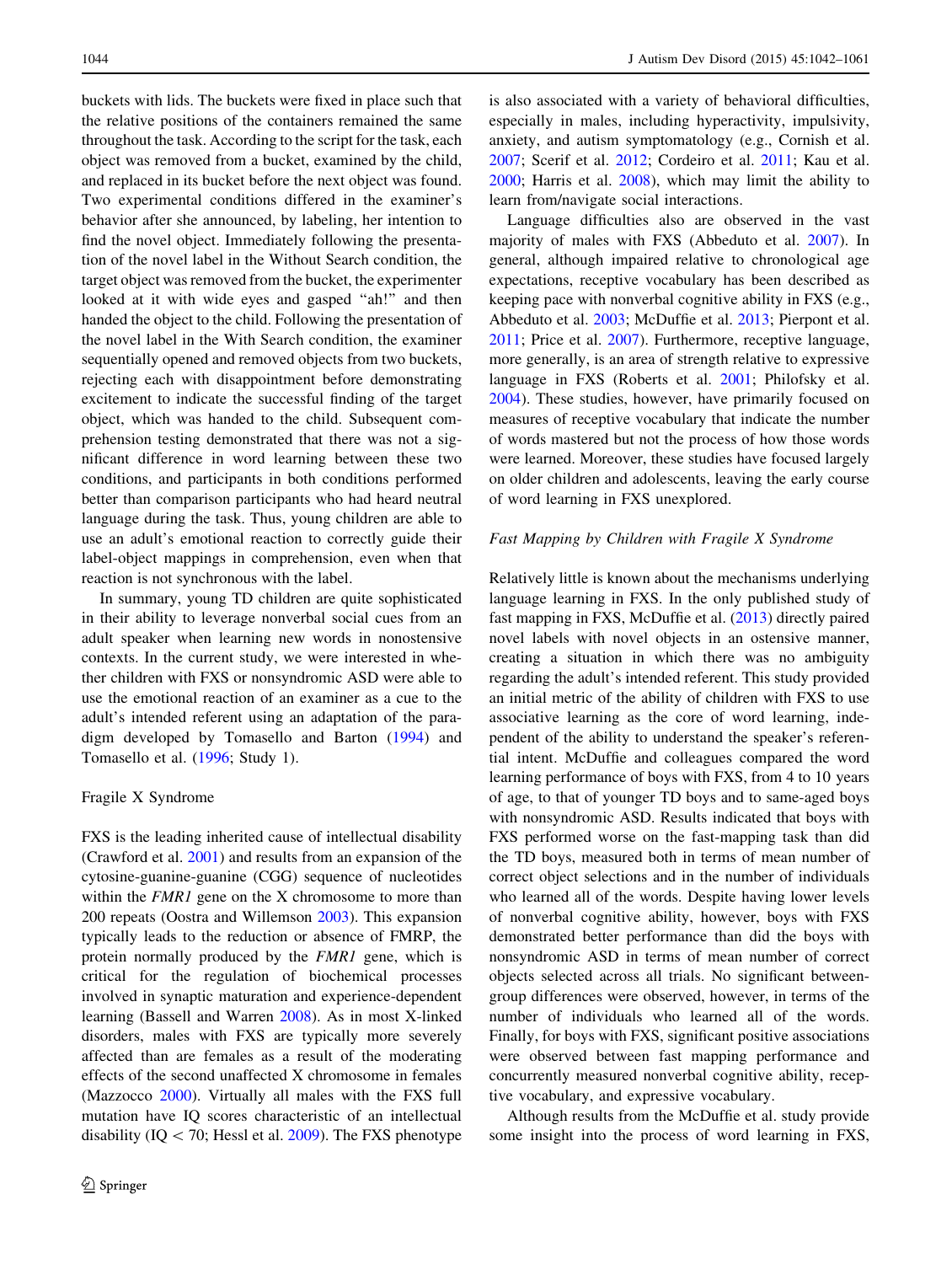buckets with lids. The buckets were fixed in place such that the relative positions of the containers remained the same throughout the task. According to the script for the task, each object was removed from a bucket, examined by the child, and replaced in its bucket before the next object was found. Two experimental conditions differed in the examiner's behavior after she announced, by labeling, her intention to find the novel object. Immediately following the presentation of the novel label in the Without Search condition, the target object was removed from the bucket, the experimenter looked at it with wide eyes and gasped "ah!" and then handed the object to the child. Following the presentation of the novel label in the With Search condition, the examiner sequentially opened and removed objects from two buckets, rejecting each with disappointment before demonstrating excitement to indicate the successful finding of the target object, which was handed to the child. Subsequent comprehension testing demonstrated that there was not a significant difference in word learning between these two conditions, and participants in both conditions performed better than comparison participants who had heard neutral language during the task. Thus, young children are able to use an adult's emotional reaction to correctly guide their label-object mappings in comprehension, even when that reaction is not synchronous with the label.

In summary, young TD children are quite sophisticated in their ability to leverage nonverbal social cues from an adult speaker when learning new words in nonostensive contexts. In the current study, we were interested in whether children with FXS or nonsyndromic ASD were able to use the emotional reaction of an examiner as a cue to the adult's intended referent using an adaptation of the paradigm developed by Tomasello and Barton (1994) and Tomasello et al. (1996; Study 1).

## Fragile X Syndrome

FXS is the leading inherited cause of intellectual disability (Crawford et al. 2001) and results from an expansion of the cytosine-guanine-guanine (CGG) sequence of nucleotides within the *FMR1* gene on the X chromosome to more than 200 repeats (Oostra and Willemson 2003). This expansion typically leads to the reduction or absence of FMRP, the protein normally produced by the *FMR1* gene, which is critical for the regulation of biochemical processes involved in synaptic maturation and experience-dependent learning (Bassell and Warren 2008). As in most X-linked disorders, males with FXS are typically more severely affected than are females as a result of the moderating effects of the second unaffected X chromosome in females (Mazzocco 2000). Virtually all males with the FXS full mutation have IQ scores characteristic of an intellectual disability (IQ $< 70$; Hessl et al. 2009). The FXS phenotype is also associated with a variety of behavioral difficulties, especially in males, including hyperactivity, impulsivity, anxiety, and autism symptomatology (e.g., Cornish et al. 2007; Scerif et al. 2012; Cordeiro et al. 2011; Kau et al. 2000; Harris et al. 2008), which may limit the ability to learn from/navigate social interactions.

Language difficulties also are observed in the vast majority of males with FXS (Abbeduto et al. 2007). In general, although impaired relative to chronological age expectations, receptive vocabulary has been described as keeping pace with nonverbal cognitive ability in FXS (e.g., Abbeduto et al. 2003; McDuffie et al. 2013; Pierpont et al. 2011; Price et al. 2007). Furthermore, receptive language, more generally, is an area of strength relative to expressive language in FXS (Roberts et al. 2001; Philofsky et al. 2004). These studies, however, have primarily focused on measures of receptive vocabulary that indicate the number of words mastered but not the process of how those words were learned. Moreover, these studies have focused largely on older children and adolescents, leaving the early course of word learning in FXS unexplored.

### *Fast Mapping by Children with Fragile X Syndrome*

Relatively little is known about the mechanisms underlying language learning in FXS. In the only published study of fast mapping in FXS, McDuffie et al. (2013) directly paired novel labels with novel objects in an ostensive manner, creating a situation in which there was no ambiguity regarding the adult's intended referent. This study provided an initial metric of the ability of children with FXS to use associative learning as the core of word learning, independent of the ability to understand the speaker's referential intent. McDuffie and colleagues compared the word learning performance of boys with FXS, from 4 to 10 years of age, to that of younger TD boys and to same-aged boys with nonsyndromic ASD. Results indicated that boys with FXS performed worse on the fast-mapping task than did the TD boys, measured both in terms of mean number of correct object selections and in the number of individuals who learned all of the words. Despite having lower levels of nonverbal cognitive ability, however, boys with FXS demonstrated better performance than did the boys with nonsyndromic ASD in terms of mean number of correct objects selected across all trials. No significant between-group differences were observed, however, in terms of the number of individuals who learned all of the words. Finally, for boys with FXS, significant positive associations were observed between fast mapping performance and concurrently measured nonverbal cognitive ability, receptive vocabulary, and expressive vocabulary.

Although results from the McDuffie et al. study provide some insight into the process of word learning in FXS,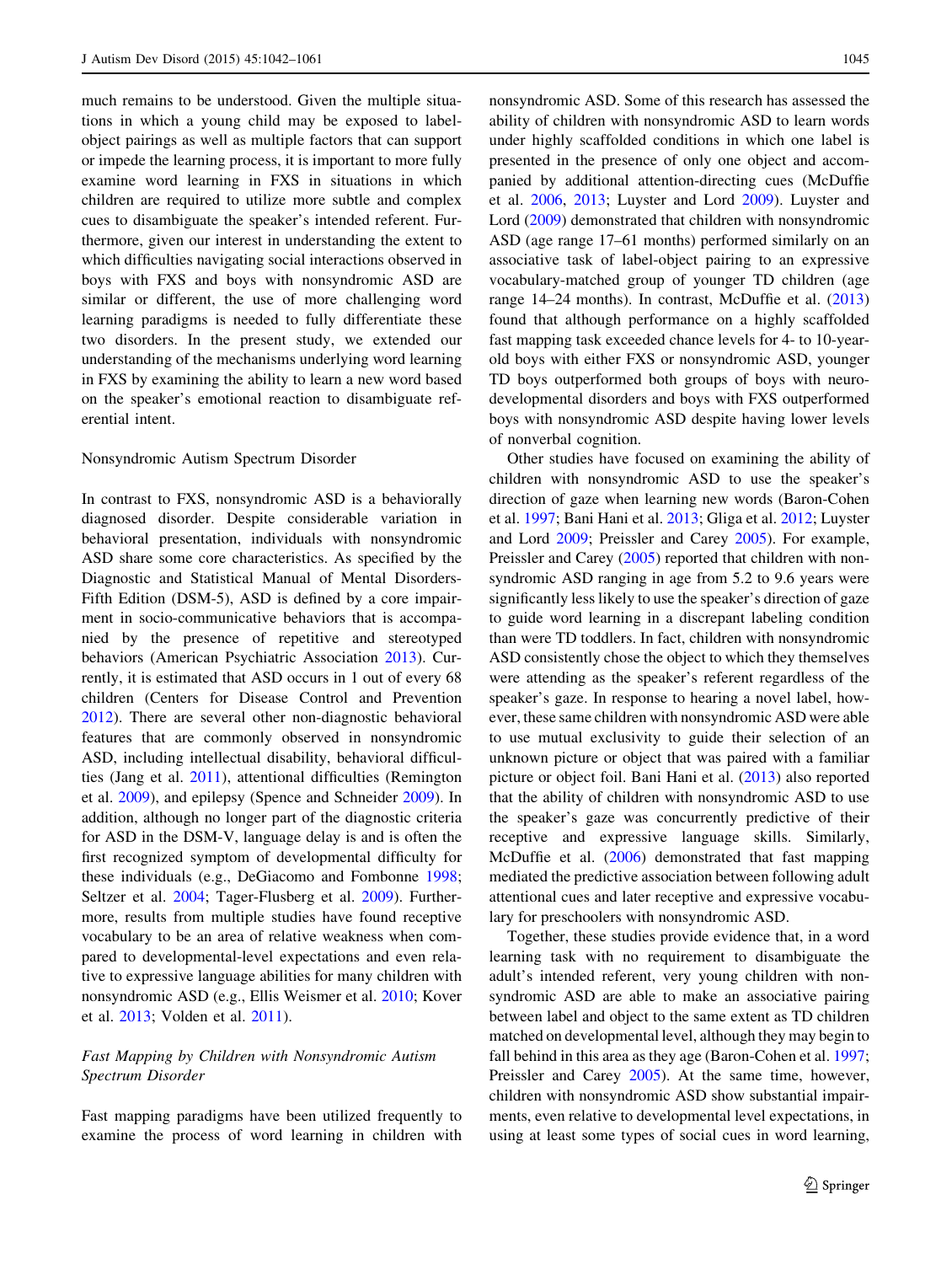much remains to be understood. Given the multiple situations in which a young child may be exposed to label-object pairings as well as multiple factors that can support or impede the learning process, it is important to more fully examine word learning in FXS in situations in which children are required to utilize more subtle and complex cues to disambiguate the speaker's intended referent. Furthermore, given our interest in understanding the extent to which difficulties navigating social interactions observed in boys with FXS and boys with nonsyndromic ASD are similar or different, the use of more challenging word learning paradigms is needed to fully differentiate these two disorders. In the present study, we extended our understanding of the mechanisms underlying word learning in FXS by examining the ability to learn a new word based on the speaker's emotional reaction to disambiguate referential intent.

## Nonsyndromic Autism Spectrum Disorder

In contrast to FXS, nonsyndromic ASD is a behaviorally diagnosed disorder. Despite considerable variation in behavioral presentation, individuals with nonsyndromic ASD share some core characteristics. As specified by the Diagnostic and Statistical Manual of Mental Disorders-Fifth Edition (DSM-5), ASD is defined by a core impairment in socio-communicative behaviors that is accompanied by the presence of repetitive and stereotyped behaviors (American Psychiatric Association 2013). Currently, it is estimated that ASD occurs in 1 out of every 68 children (Centers for Disease Control and Prevention 2012). There are several other non-diagnostic behavioral features that are commonly observed in nonsyndromic ASD, including intellectual disability, behavioral difficulties (Jang et al. 2011), attentional difficulties (Remington et al. 2009), and epilepsy (Spence and Schneider 2009). In addition, although no longer part of the diagnostic criteria for ASD in the DSM-V, language delay is and is often the first recognized symptom of developmental difficulty for these individuals (e.g., DeGiacomo and Fombonne 1998; Seltzer et al. 2004; Tager-Flusberg et al. 2009). Furthermore, results from multiple studies have found receptive vocabulary to be an area of relative weakness when compared to developmental-level expectations and even relative to expressive language abilities for many children with nonsyndromic ASD (e.g., Ellis Weismer et al. 2010; Kover et al. 2013; Volden et al. 2011).

### *Fast Mapping by Children with Nonsyndromic Autism Spectrum Disorder*

Fast mapping paradigms have been utilized frequently to examine the process of word learning in children with nonsyndromic ASD. Some of this research has assessed the ability of children with nonsyndromic ASD to learn words under highly scaffolded conditions in which one label is presented in the presence of only one object and accompanied by additional attention-directing cues (McDuffie et al. 2006, 2013; Luyster and Lord 2009). Luyster and Lord (2009) demonstrated that children with nonsyndromic ASD (age range 17–61 months) performed similarly on an associative task of label-object pairing to an expressive vocabulary-matched group of younger TD children (age range 14–24 months). In contrast, McDuffie et al. (2013) found that although performance on a highly scaffolded fast mapping task exceeded chance levels for 4- to 10-year-old boys with either FXS or nonsyndromic ASD, younger TD boys outperformed both groups of boys with neurodevelopmental disorders and boys with FXS outperformed boys with nonsyndromic ASD despite having lower levels of nonverbal cognition.

Other studies have focused on examining the ability of children with nonsyndromic ASD to use the speaker's direction of gaze when learning new words (Baron-Cohen et al. 1997; Bani Hani et al. 2013; Gliga et al. 2012; Luyster and Lord 2009; Preissler and Carey 2005). For example, Preissler and Carey (2005) reported that children with nonsyndromic ASD ranging in age from 5.2 to 9.6 years were significantly less likely to use the speaker's direction of gaze to guide word learning in a discrepant labeling condition than were TD toddlers. In fact, children with nonsyndromic ASD consistently chose the object to which they themselves were attending as the speaker's referent regardless of the speaker's gaze. In response to hearing a novel label, however, these same children with nonsyndromic ASD were able to use mutual exclusivity to guide their selection of an unknown picture or object that was paired with a familiar picture or object foil. Bani Hani et al. (2013) also reported that the ability of children with nonsyndromic ASD to use the speaker's gaze was concurrently predictive of their receptive and expressive language skills. Similarly, McDuffie et al. (2006) demonstrated that fast mapping mediated the predictive association between following adult attentional cues and later receptive and expressive vocabulary for preschoolers with nonsyndromic ASD.

Together, these studies provide evidence that, in a word learning task with no requirement to disambiguate the adult's intended referent, very young children with nonsyndromic ASD are able to make an associative pairing between label and object to the same extent as TD children matched on developmental level, although they may begin to fall behind in this area as they age (Baron-Cohen et al. 1997; Preissler and Carey 2005). At the same time, however, children with nonsyndromic ASD show substantial impairments, even relative to developmental level expectations, in using at least some types of social cues in word learning,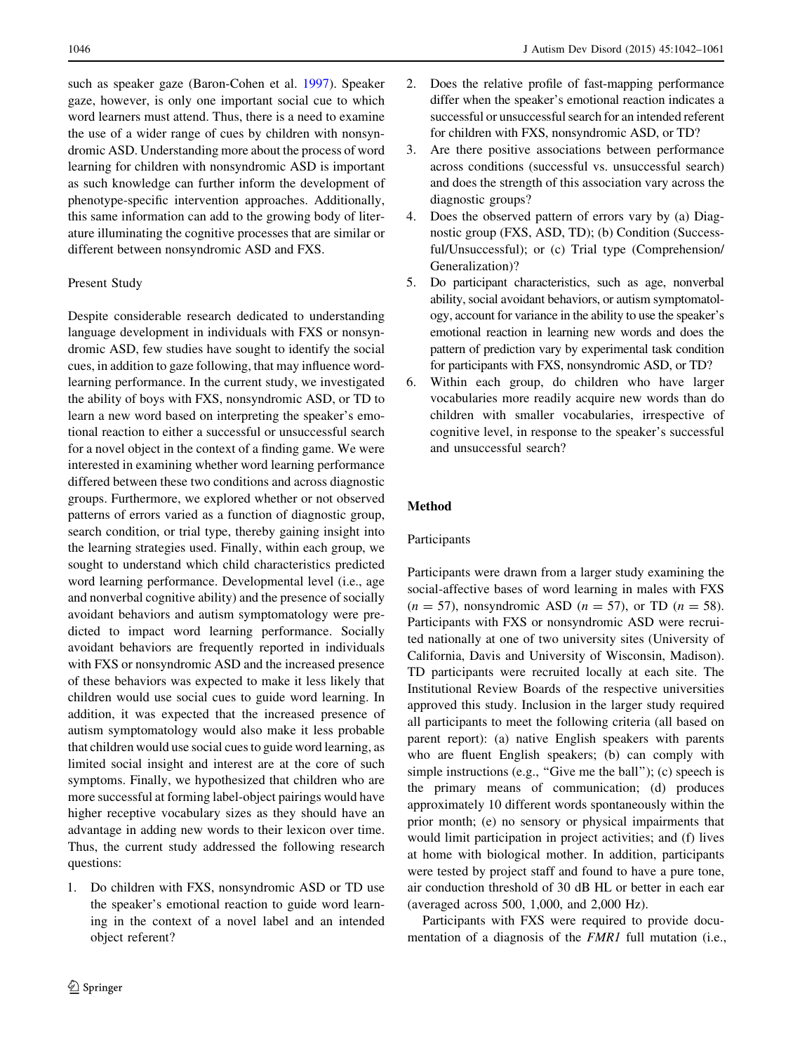such as speaker gaze (Baron-Cohen et al. 1997). Speaker gaze, however, is only one important social cue to which word learners must attend. Thus, there is a need to examine the use of a wider range of cues by children with nonsyndromic ASD. Understanding more about the process of word learning for children with nonsyndromic ASD is important as such knowledge can further inform the development of phenotype-specific intervention approaches. Additionally, this same information can add to the growing body of literature illuminating the cognitive processes that are similar or different between nonsyndromic ASD and FXS.

### Present Study

Despite considerable research dedicated to understanding language development in individuals with FXS or nonsyndromic ASD, few studies have sought to identify the social cues, in addition to gaze following, that may influence word-learning performance. In the current study, we investigated the ability of boys with FXS, nonsyndromic ASD, or TD to learn a new word based on interpreting the speaker's emotional reaction to either a successful or unsuccessful search for a novel object in the context of a finding game. We were interested in examining whether word learning performance differed between these two conditions and across diagnostic groups. Furthermore, we explored whether or not observed patterns of errors varied as a function of diagnostic group, search condition, or trial type, thereby gaining insight into the learning strategies used. Finally, within each group, we sought to understand which child characteristics predicted word learning performance. Developmental level (i.e., age and nonverbal cognitive ability) and the presence of socially avoidant behaviors and autism symptomatology were predicted to impact word learning performance. Socially avoidant behaviors are frequently reported in individuals with FXS or nonsyndromic ASD and the increased presence of these behaviors was expected to make it less likely that children would use social cues to guide word learning. In addition, it was expected that the increased presence of autism symptomatology would also make it less probable that children would use social cues to guide word learning, as limited social insight and interest are at the core of such symptoms. Finally, we hypothesized that children who are more successful at forming label-object pairings would have higher receptive vocabulary sizes as they should have an advantage in adding new words to their lexicon over time. Thus, the current study addressed the following research questions:

1. Do children with FXS, nonsyndromic ASD or TD use the speaker's emotional reaction to guide word learning in the context of a novel label and an intended object referent?
2. Does the relative profile of fast-mapping performance differ when the speaker's emotional reaction indicates a successful or unsuccessful search for an intended referent for children with FXS, nonsyndromic ASD, or TD?
3. Are there positive associations between performance across conditions (successful vs. unsuccessful search) and does the strength of this association vary across the diagnostic groups?
4. Does the observed pattern of errors vary by (a) Diagnostic group (FXS, ASD, TD); (b) Condition (Successful/Unsuccessful); or (c) Trial type (Comprehension/Generalization)?
5. Do participant characteristics, such as age, nonverbal ability, social avoidant behaviors, or autism symptomatology, account for variance in the ability to use the speaker's emotional reaction in learning new words and does the pattern of prediction vary by experimental task condition for participants with FXS, nonsyndromic ASD, or TD?
6. Within each group, do children who have larger vocabularies more readily acquire new words than do children with smaller vocabularies, irrespective of cognitive level, in response to the speaker's successful and unsuccessful search?

## Method

### Participants

Participants were drawn from a larger study examining the social-affective bases of word learning in males with FXS ($n = 57$), nonsyndromic ASD ($n = 57$), or TD ($n = 58$). Participants with FXS or nonsyndromic ASD were recruited nationally at one of two university sites (University of California, Davis and University of Wisconsin, Madison). TD participants were recruited locally at each site. The Institutional Review Boards of the respective universities approved this study. Inclusion in the larger study required all participants to meet the following criteria (all based on parent report): (a) native English speakers with parents who are fluent English speakers; (b) can comply with simple instructions (e.g., "Give me the ball"); (c) speech is the primary means of communication; (d) produces approximately 10 different words spontaneously within the prior month; (e) no sensory or physical impairments that would limit participation in project activities; and (f) lives at home with biological mother. In addition, participants were tested by project staff and found to have a pure tone, air conduction threshold of 30 dB HL or better in each ear (averaged across 500, 1,000, and 2,000 Hz).

Participants with FXS were required to provide documentation of a diagnosis of the *FMR1* full mutation (i.e.,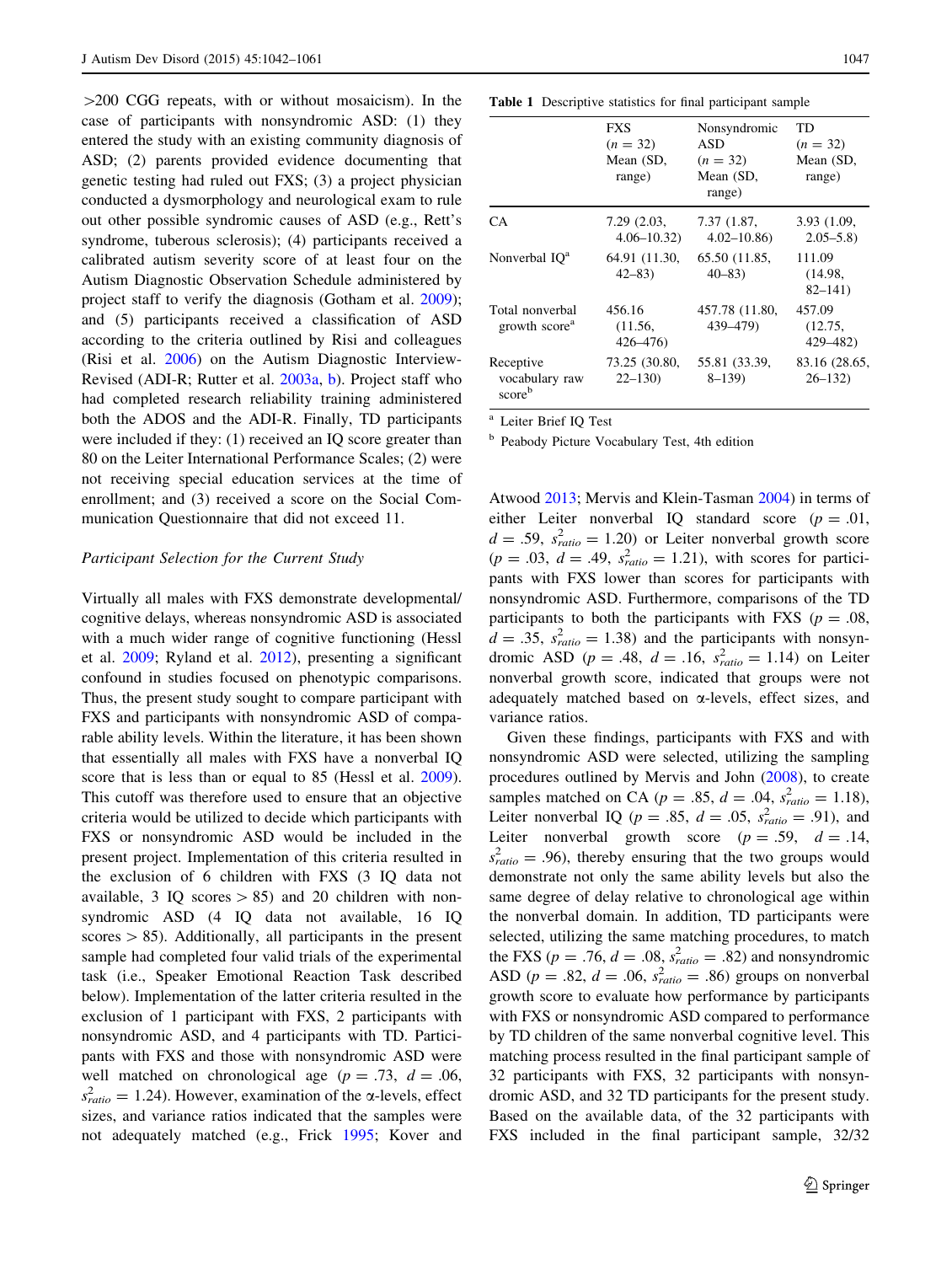>200 CGG repeats, with or without mosaicism). In the case of participants with nonsyndromic ASD: (1) they entered the study with an existing community diagnosis of ASD; (2) parents provided evidence documenting that genetic testing had ruled out FXS; (3) a project physician conducted a dysmorphology and neurological exam to rule out other possible syndromic causes of ASD (e.g., Rett's syndrome, tuberous sclerosis); (4) participants received a calibrated autism severity score of at least four on the Autism Diagnostic Observation Schedule administered by project staff to verify the diagnosis (Gotham et al. 2009); and (5) participants received a classification of ASD according to the criteria outlined by Risi and colleagues (Risi et al. 2006) on the Autism Diagnostic Interview-Revised (ADI-R; Rutter et al. 2003a, b). Project staff who had completed research reliability training administered both the ADOS and the ADI-R. Finally, TD participants were included if they: (1) received an IQ score greater than 80 on the Leiter International Performance Scales; (2) were not receiving special education services at the time of enrollment; and (3) received a score on the Social Communication Questionnaire that did not exceed 11.

*Participant Selection for the Current Study*

Virtually all males with FXS demonstrate developmental/cognitive delays, whereas nonsyndromic ASD is associated with a much wider range of cognitive functioning (Hessl et al. 2009; Ryland et al. 2012), presenting a significant confound in studies focused on phenotypic comparisons. Thus, the present study sought to compare participant with FXS and participants with nonsyndromic ASD of comparable ability levels. Within the literature, it has been shown that essentially all males with FXS have a nonverbal IQ score that is less than or equal to 85 (Hessl et al. 2009). This cutoff was therefore used to ensure that an objective criteria would be utilized to decide which participants with FXS or nonsyndromic ASD would be included in the present project. Implementation of this criteria resulted in the exclusion of 6 children with FXS (3 IQ data not available, 3 IQ scores > 85) and 20 children with nonsyndromic ASD (4 IQ data not available, 16 IQ scores > 85). Additionally, all participants in the present sample had completed four valid trials of the experimental task (i.e., Speaker Emotional Reaction Task described below). Implementation of the latter criteria resulted in the exclusion of 1 participant with FXS, 2 participants with nonsyndromic ASD, and 4 participants with TD. Participants with FXS and those with nonsyndromic ASD were well matched on chronological age ($p = .73$, $d = .06$, $s^2_{ratio} = 1.24$). However, examination of the α-levels, effect sizes, and variance ratios indicated that the samples were not adequately matched (e.g., Frick 1995; Kover and Atwood 2013; Mervis and Klein-Tasman 2004) in terms of either Leiter nonverbal IQ standard score ($p = .01$, $d = .59$, $s^2_{ratio} = 1.20$) or Leiter nonverbal growth score ($p = .03$, $d = .49$, $s^2_{ratio} = 1.21$), with scores for participants with FXS lower than scores for participants with nonsyndromic ASD. Furthermore, comparisons of the TD participants to both the participants with FXS ($p = .08$, $d = .35$, $s^2_{ratio} = 1.38$) and the participants with nonsyndromic ASD ($p = .48$, $d = .16$, $s^2_{ratio} = 1.14$) on Leiter nonverbal growth score, indicated that groups were not adequately matched based on α-levels, effect sizes, and variance ratios.

**Table 1** Descriptive statistics for final participant sample

| | FXS ($n = 32$) Mean (SD, range) | Nonsyndromic ASD ($n = 32$) Mean (SD, range) | TD ($n = 32$) Mean (SD, range) |
|---|---|---|---|
| CA | 7.29 (2.03, 4.06–10.32) | 7.37 (1.87, 4.02–10.86) | 3.93 (1.09, 2.05–5.8) |
| Nonverbal IQ[a] | 64.91 (11.30, 42–83) | 65.50 (11.85, 40–83) | 111.09 (14.98, 82–141) |
| Total nonverbal growth score[a] | 456.16 (11.56, 426–476) | 457.78 (11.80, 439–479) | 457.09 (12.75, 429–482) |
| Receptive vocabulary raw score[b] | 73.25 (30.80, 22–130) | 55.81 (33.39, 8–139) | 83.16 (28.65, 26–132) |

[a] Leiter Brief IQ Test

[b] Peabody Picture Vocabulary Test, 4th edition

Given these findings, participants with FXS and with nonsyndromic ASD were selected, utilizing the sampling procedures outlined by Mervis and John (2008), to create samples matched on CA ($p = .85$, $d = .04$, $s^2_{ratio} = 1.18$), Leiter nonverbal IQ ($p = .85$, $d = .05$, $s^2_{ratio} = .91$), and Leiter nonverbal growth score ($p = .59$, $d = .14$, $s^2_{ratio} = .96$), thereby ensuring that the two groups would demonstrate not only the same ability levels but also the same degree of delay relative to chronological age within the nonverbal domain. In addition, TD participants were selected, utilizing the same matching procedures, to match the FXS ($p = .76$, $d = .08$, $s^2_{ratio} = .82$) and nonsyndromic ASD ($p = .82$, $d = .06$, $s^2_{ratio} = .86$) groups on nonverbal growth score to evaluate how performance by participants with FXS or nonsyndromic ASD compared to performance by TD children of the same nonverbal cognitive level. This matching process resulted in the final participant sample of 32 participants with FXS, 32 participants with nonsyndromic ASD, and 32 TD participants for the present study. Based on the available data, of the 32 participants with FXS included in the final participant sample, 32/32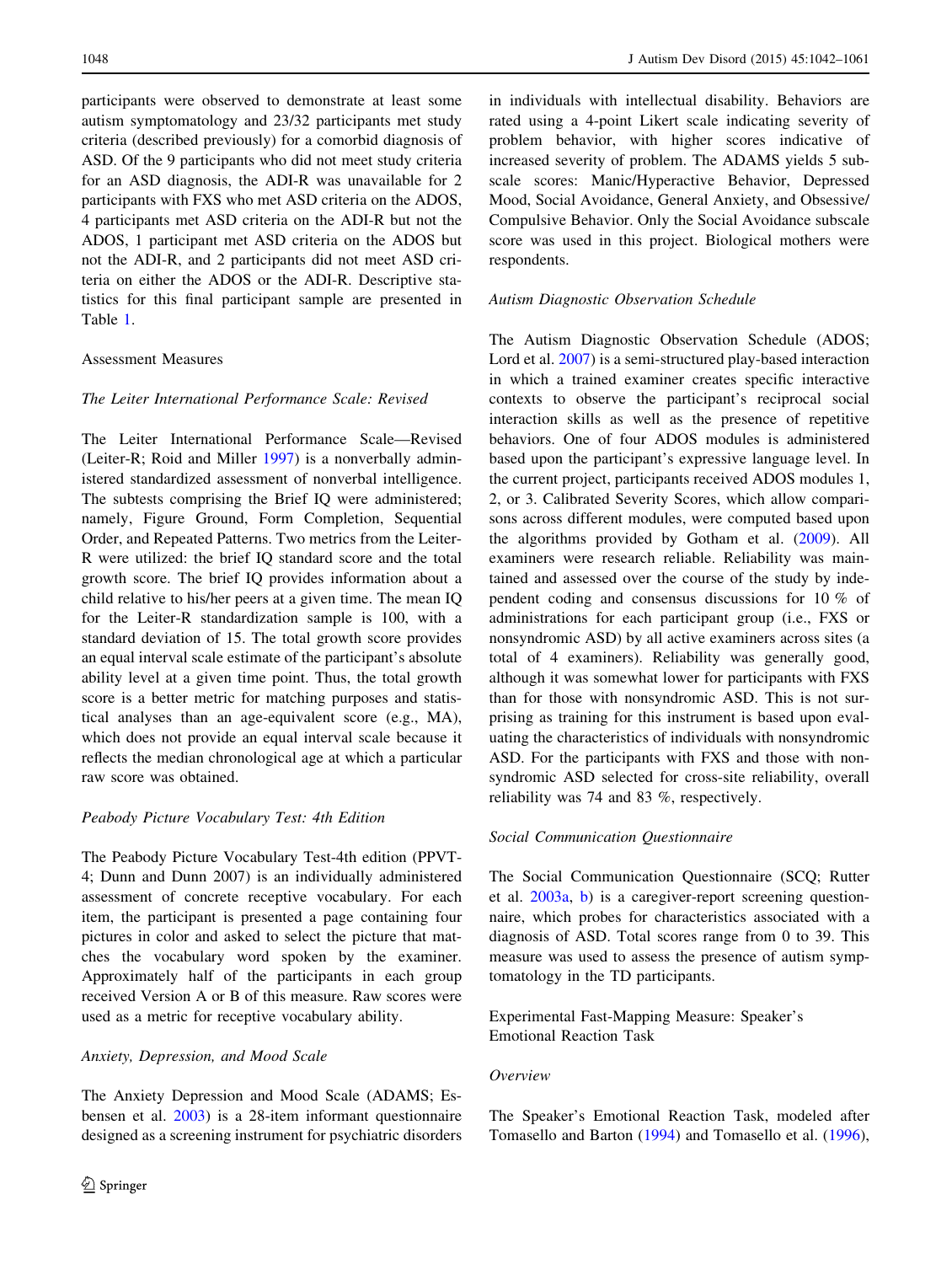participants were observed to demonstrate at least some autism symptomatology and 23/32 participants met study criteria (described previously) for a comorbid diagnosis of ASD. Of the 9 participants who did not meet study criteria for an ASD diagnosis, the ADI-R was unavailable for 2 participants with FXS who met ASD criteria on the ADOS, 4 participants met ASD criteria on the ADI-R but not the ADOS, 1 participant met ASD criteria on the ADOS but not the ADI-R, and 2 participants did not meet ASD criteria on either the ADOS or the ADI-R. Descriptive statistics for this final participant sample are presented in Table 1.

## Assessment Measures

### *The Leiter International Performance Scale: Revised*

The Leiter International Performance Scale—Revised (Leiter-R; Roid and Miller 1997) is a nonverbally administered standardized assessment of nonverbal intelligence. The subtests comprising the Brief IQ were administered; namely, Figure Ground, Form Completion, Sequential Order, and Repeated Patterns. Two metrics from the Leiter-R were utilized: the brief IQ standard score and the total growth score. The brief IQ provides information about a child relative to his/her peers at a given time. The mean IQ for the Leiter-R standardization sample is 100, with a standard deviation of 15. The total growth score provides an equal interval scale estimate of the participant's absolute ability level at a given time point. Thus, the total growth score is a better metric for matching purposes and statistical analyses than an age-equivalent score (e.g., MA), which does not provide an equal interval scale because it reflects the median chronological age at which a particular raw score was obtained.

### *Peabody Picture Vocabulary Test: 4th Edition*

The Peabody Picture Vocabulary Test-4th edition (PPVT-4; Dunn and Dunn 2007) is an individually administered assessment of concrete receptive vocabulary. For each item, the participant is presented a page containing four pictures in color and asked to select the picture that matches the vocabulary word spoken by the examiner. Approximately half of the participants in each group received Version A or B of this measure. Raw scores were used as a metric for receptive vocabulary ability.

### *Anxiety, Depression, and Mood Scale*

The Anxiety Depression and Mood Scale (ADAMS; Esbensen et al. 2003) is a 28-item informant questionnaire designed as a screening instrument for psychiatric disorders in individuals with intellectual disability. Behaviors are rated using a 4-point Likert scale indicating severity of problem behavior, with higher scores indicative of increased severity of problem. The ADAMS yields 5 subscale scores: Manic/Hyperactive Behavior, Depressed Mood, Social Avoidance, General Anxiety, and Obsessive/Compulsive Behavior. Only the Social Avoidance subscale score was used in this project. Biological mothers were respondents.

### *Autism Diagnostic Observation Schedule*

The Autism Diagnostic Observation Schedule (ADOS; Lord et al. 2007) is a semi-structured play-based interaction in which a trained examiner creates specific interactive contexts to observe the participant's reciprocal social interaction skills as well as the presence of repetitive behaviors. One of four ADOS modules is administered based upon the participant's expressive language level. In the current project, participants received ADOS modules 1, 2, or 3. Calibrated Severity Scores, which allow comparisons across different modules, were computed based upon the algorithms provided by Gotham et al. (2009). All examiners were research reliable. Reliability was maintained and assessed over the course of the study by independent coding and consensus discussions for 10 % of administrations for each participant group (i.e., FXS or nonsyndromic ASD) by all active examiners across sites (a total of 4 examiners). Reliability was generally good, although it was somewhat lower for participants with FXS than for those with nonsyndromic ASD. This is not surprising as training for this instrument is based upon evaluating the characteristics of individuals with nonsyndromic ASD. For the participants with FXS and those with nonsyndromic ASD selected for cross-site reliability, overall reliability was 74 and 83 %, respectively.

### *Social Communication Questionnaire*

The Social Communication Questionnaire (SCQ; Rutter et al. 2003a, b) is a caregiver-report screening questionnaire, which probes for characteristics associated with a diagnosis of ASD. Total scores range from 0 to 39. This measure was used to assess the presence of autism symptomatology in the TD participants.

## Experimental Fast-Mapping Measure: Speaker's Emotional Reaction Task

### *Overview*

The Speaker's Emotional Reaction Task, modeled after Tomasello and Barton (1994) and Tomasello et al. (1996),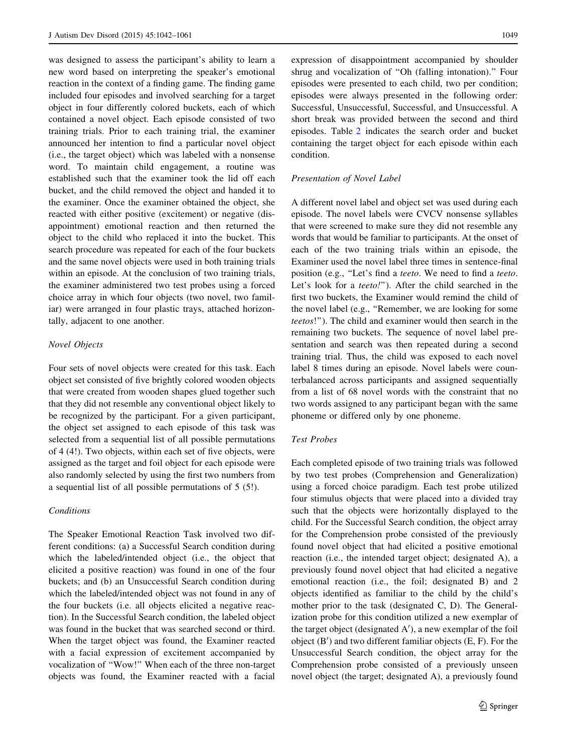was designed to assess the participant's ability to learn a new word based on interpreting the speaker's emotional reaction in the context of a finding game. The finding game included four episodes and involved searching for a target object in four differently colored buckets, each of which contained a novel object. Each episode consisted of two training trials. Prior to each training trial, the examiner announced her intention to find a particular novel object (i.e., the target object) which was labeled with a nonsense word. To maintain child engagement, a routine was established such that the examiner took the lid off each bucket, and the child removed the object and handed it to the examiner. Once the examiner obtained the object, she reacted with either positive (excitement) or negative (disappointment) emotional reaction and then returned the object to the child who replaced it into the bucket. This search procedure was repeated for each of the four buckets and the same novel objects were used in both training trials within an episode. At the conclusion of two training trials, the examiner administered two test probes using a forced choice array in which four objects (two novel, two familiar) were arranged in four plastic trays, attached horizontally, adjacent to one another.

*Novel Objects*

Four sets of novel objects were created for this task. Each object set consisted of five brightly colored wooden objects that were created from wooden shapes glued together such that they did not resemble any conventional object likely to be recognized by the participant. For a given participant, the object set assigned to each episode of this task was selected from a sequential list of all possible permutations of 4 (4!). Two objects, within each set of five objects, were assigned as the target and foil object for each episode were also randomly selected by using the first two numbers from a sequential list of all possible permutations of 5 (5!).

*Conditions*

The Speaker Emotional Reaction Task involved two different conditions: (a) a Successful Search condition during which the labeled/intended object (i.e., the object that elicited a positive reaction) was found in one of the four buckets; and (b) an Unsuccessful Search condition during which the labeled/intended object was not found in any of the four buckets (i.e. all objects elicited a negative reaction). In the Successful Search condition, the labeled object was found in the bucket that was searched second or third. When the target object was found, the Examiner reacted with a facial expression of excitement accompanied by vocalization of "Wow!" When each of the three non-target objects was found, the Examiner reacted with a facial expression of disappointment accompanied by shoulder shrug and vocalization of "Oh (falling intonation)." Four episodes were presented to each child, two per condition; episodes were always presented in the following order: Successful, Unsuccessful, Successful, and Unsuccessful. A short break was provided between the second and third episodes. Table 2 indicates the search order and bucket containing the target object for each episode within each condition.

*Presentation of Novel Label*

A different novel label and object set was used during each episode. The novel labels were CVCV nonsense syllables that were screened to make sure they did not resemble any words that would be familiar to participants. At the onset of each of the two training trials within an episode, the Examiner used the novel label three times in sentence-final position (e.g., "Let's find a *teeto*. We need to find a *teeto*. Let's look for a *teeto!*"). After the child searched in the first two buckets, the Examiner would remind the child of the novel label (e.g., "Remember, we are looking for some *teetos*!"). The child and examiner would then search in the remaining two buckets. The sequence of novel label presentation and search was then repeated during a second training trial. Thus, the child was exposed to each novel label 8 times during an episode. Novel labels were counterbalanced across participants and assigned sequentially from a list of 68 novel words with the constraint that no two words assigned to any participant began with the same phoneme or differed only by one phoneme.

*Test Probes*

Each completed episode of two training trials was followed by two test probes (Comprehension and Generalization) using a forced choice paradigm. Each test probe utilized four stimulus objects that were placed into a divided tray such that the objects were horizontally displayed to the child. For the Successful Search condition, the object array for the Comprehension probe consisted of the previously found novel object that had elicited a positive emotional reaction (i.e., the intended target object; designated A), a previously found novel object that had elicited a negative emotional reaction (i.e., the foil; designated B) and 2 objects identified as familiar to the child by the child's mother prior to the task (designated C, D). The Generalization probe for this condition utilized a new exemplar of the target object (designated A′), a new exemplar of the foil object (B′) and two different familiar objects (E, F). For the Unsuccessful Search condition, the object array for the Comprehension probe consisted of a previously unseen novel object (the target; designated A), a previously found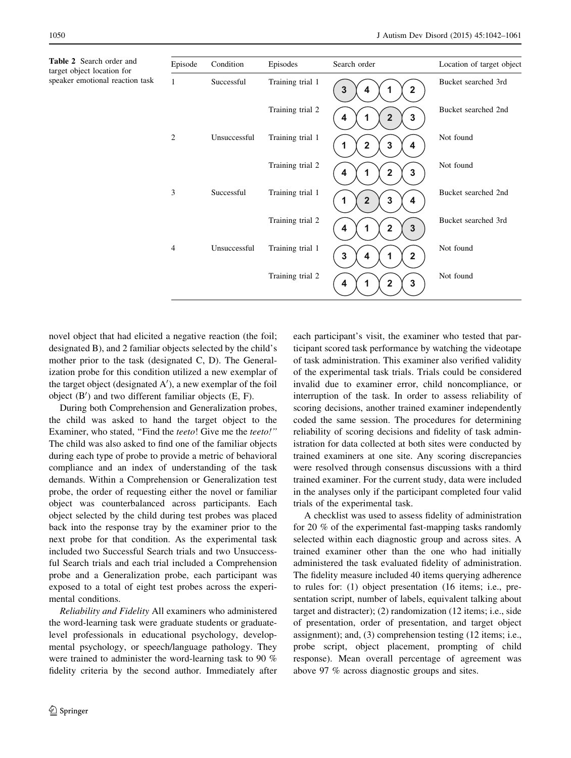**Table 2** Search order and target object location for speaker emotional reaction task

| Episode | Condition | Episodes | Search order | Location of target object |
|---|---|---|---|---|
| 1 | Successful | Training trial 1 | 3 4 1 2 | Bucket searched 3rd |
| | | Training trial 2 | 4 1 2 3 | Bucket searched 2nd |
| 2 | Unsuccessful | Training trial 1 | 1 2 3 4 | Not found |
| | | Training trial 2 | 4 1 2 3 | Not found |
| 3 | Successful | Training trial 1 | 1 2 3 4 | Bucket searched 2nd |
| | | Training trial 2 | 4 1 2 3 | Bucket searched 3rd |
| 4 | Unsuccessful | Training trial 1 | 3 4 1 2 | Not found |
| | | Training trial 2 | 4 1 2 3 | Not found |

novel object that had elicited a negative reaction (the foil; designated B), and 2 familiar objects selected by the child's mother prior to the task (designated C, D). The Generalization probe for this condition utilized a new exemplar of the target object (designated A′), a new exemplar of the foil object (B′) and two different familiar objects (E, F).

During both Comprehension and Generalization probes, the child was asked to hand the target object to the Examiner, who stated, "Find the *teeto*! Give me the *teeto!*" The child was also asked to find one of the familiar objects during each type of probe to provide a metric of behavioral compliance and an index of understanding of the task demands. Within a Comprehension or Generalization test probe, the order of requesting either the novel or familiar object was counterbalanced across participants. Each object selected by the child during test probes was placed back into the response tray by the examiner prior to the next probe for that condition. As the experimental task included two Successful Search trials and two Unsuccessful Search trials and each trial included a Comprehension probe and a Generalization probe, each participant was exposed to a total of eight test probes across the experimental conditions.

*Reliability and Fidelity* All examiners who administered the word-learning task were graduate students or graduate-level professionals in educational psychology, developmental psychology, or speech/language pathology. They were trained to administer the word-learning task to 90 % fidelity criteria by the second author. Immediately after each participant's visit, the examiner who tested that participant scored task performance by watching the videotape of task administration. This examiner also verified validity of the experimental task trials. Trials could be considered invalid due to examiner error, child noncompliance, or interruption of the task. In order to assess reliability of scoring decisions, another trained examiner independently coded the same session. The procedures for determining reliability of scoring decisions and fidelity of task administration for data collected at both sites were conducted by trained examiners at one site. Any scoring discrepancies were resolved through consensus discussions with a third trained examiner. For the current study, data were included in the analyses only if the participant completed four valid trials of the experimental task.

A checklist was used to assess fidelity of administration for 20 % of the experimental fast-mapping tasks randomly selected within each diagnostic group and across sites. A trained examiner other than the one who had initially administered the task evaluated fidelity of administration. The fidelity measure included 40 items querying adherence to rules for: (1) object presentation (16 items; i.e., presentation script, number of labels, equivalent talking about target and distracter); (2) randomization (12 items; i.e., side of presentation, order of presentation, and target object assignment); and, (3) comprehension testing (12 items; i.e., probe script, object placement, prompting of child response). Mean overall percentage of agreement was above 97 % across diagnostic groups and sites.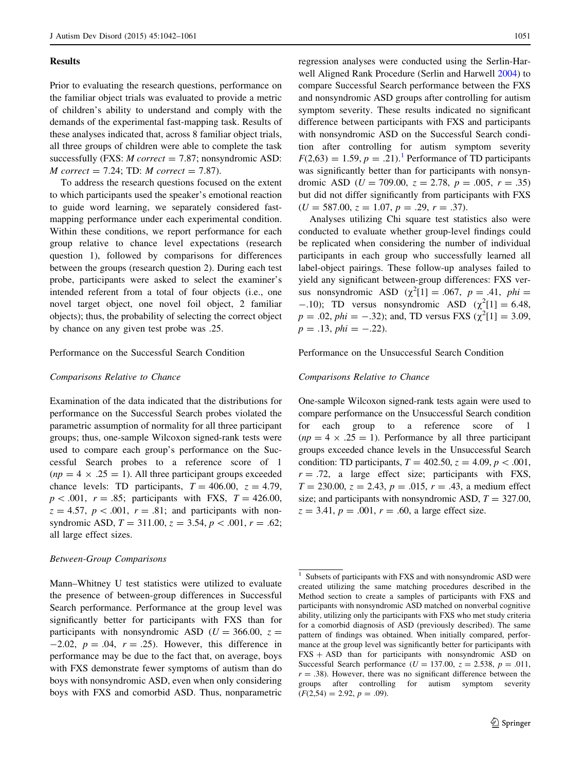## Results

Prior to evaluating the research questions, performance on the familiar object trials was evaluated to provide a metric of children's ability to understand and comply with the demands of the experimental fast-mapping task. Results of these analyses indicated that, across 8 familiar object trials, all three groups of children were able to complete the task successfully (FXS: *M correct* = 7.87; nonsyndromic ASD: *M correct* = 7.24; TD: *M correct* = 7.87).

To address the research questions focused on the extent to which participants used the speaker's emotional reaction to guide word learning, we separately considered fast-mapping performance under each experimental condition. Within these conditions, we report performance for each group relative to chance level expectations (research question 1), followed by comparisons for differences between the groups (research question 2). During each test probe, participants were asked to select the examiner's intended referent from a total of four objects (i.e., one novel target object, one novel foil object, 2 familiar objects); thus, the probability of selecting the correct object by chance on any given test probe was .25.

### Performance on the Successful Search Condition

#### *Comparisons Relative to Chance*

Examination of the data indicated that the distributions for performance on the Successful Search probes violated the parametric assumption of normality for all three participant groups; thus, one-sample Wilcoxon signed-rank tests were used to compare each group's performance on the Successful Search probes to a reference score of 1 ($np = 4 \times .25 = 1$). All three participant groups exceeded chance levels: TD participants, $T = 406.00$, $z = 4.79$, $p < .001$, $r = .85$; participants with FXS, $T = 426.00$, $z = 4.57$, $p < .001$, $r = .81$; and participants with nonsyndromic ASD, $T = 311.00$, $z = 3.54$, $p < .001$, $r = .62$; all large effect sizes.

#### *Between-Group Comparisons*

Mann–Whitney U test statistics were utilized to evaluate the presence of between-group differences in Successful Search performance. Performance at the group level was significantly better for participants with FXS than for participants with nonsyndromic ASD ($U = 366.00$, $z = -2.02$, $p = .04$, $r = .25$). However, this difference in performance may be due to the fact that, on average, boys with FXS demonstrate fewer symptoms of autism than do boys with nonsyndromic ASD, even when only considering boys with FXS and comorbid ASD. Thus, nonparametric regression analyses were conducted using the Serlin-Harwell Aligned Rank Procedure (Serlin and Harwell 2004) to compare Successful Search performance between the FXS and nonsyndromic ASD groups after controlling for autism symptom severity. These results indicated no significant difference between participants with FXS and participants with nonsyndromic ASD on the Successful Search condition after controlling for autism symptom severity $F(2,63) = 1.59$, $p = .21$).[1] Performance of TD participants was significantly better than for participants with nonsyndromic ASD ($U = 709.00$, $z = 2.78$, $p = .005$, $r = .35$) but did not differ significantly from participants with FXS ($U = 587.00$, $z = 1.07$, $p = .29$, $r = .37$).

Analyses utilizing Chi square test statistics also were conducted to evaluate whether group-level findings could be replicated when considering the number of individual participants in each group who successfully learned all label-object pairings. These follow-up analyses failed to yield any significant between-group differences: FXS versus nonsyndromic ASD ($\chi^2[1] = .067$, $p = .41$, $phi = -.10$); TD versus nonsyndromic ASD ($\chi^2[1] = 6.48$, $p = .02$, $phi = -.32$); and, TD versus FXS ($\chi^2[1] = 3.09$, $p = .13$, $phi = -.22$).

### Performance on the Unsuccessful Search Condition

#### *Comparisons Relative to Chance*

One-sample Wilcoxon signed-rank tests again were used to compare performance on the Unsuccessful Search condition for each group to a reference score of 1 ($np = 4 \times .25 = 1$). Performance by all three participant groups exceeded chance levels in the Unsuccessful Search condition: TD participants, $T = 402.50$, $z = 4.09$, $p < .001$, $r = .72$, a large effect size; participants with FXS, $T = 230.00$, $z = 2.43$, $p = .015$, $r = .43$, a medium effect size; and participants with nonsyndromic ASD, $T = 327.00$, $z = 3.41$, $p = .001$, $r = .60$, a large effect size.

---

[1] Subsets of participants with FXS and with nonsyndromic ASD were created utilizing the same matching procedures described in the Method section to create a samples of participants with FXS and participants with nonsyndromic ASD matched on nonverbal cognitive ability, utilizing only the participants with FXS who met study criteria for a comorbid diagnosis of ASD (previously described). The same pattern of findings was obtained. When initially compared, performance at the group level was significantly better for participants with FXS + ASD than for participants with nonsyndromic ASD on Successful Search performance ($U = 137.00$, $z = 2.538$, $p = .011$, $r = .38$). However, there was no significant difference between the groups after controlling for autism symptom severity ($F(2,54) = 2.92$, $p = .09$).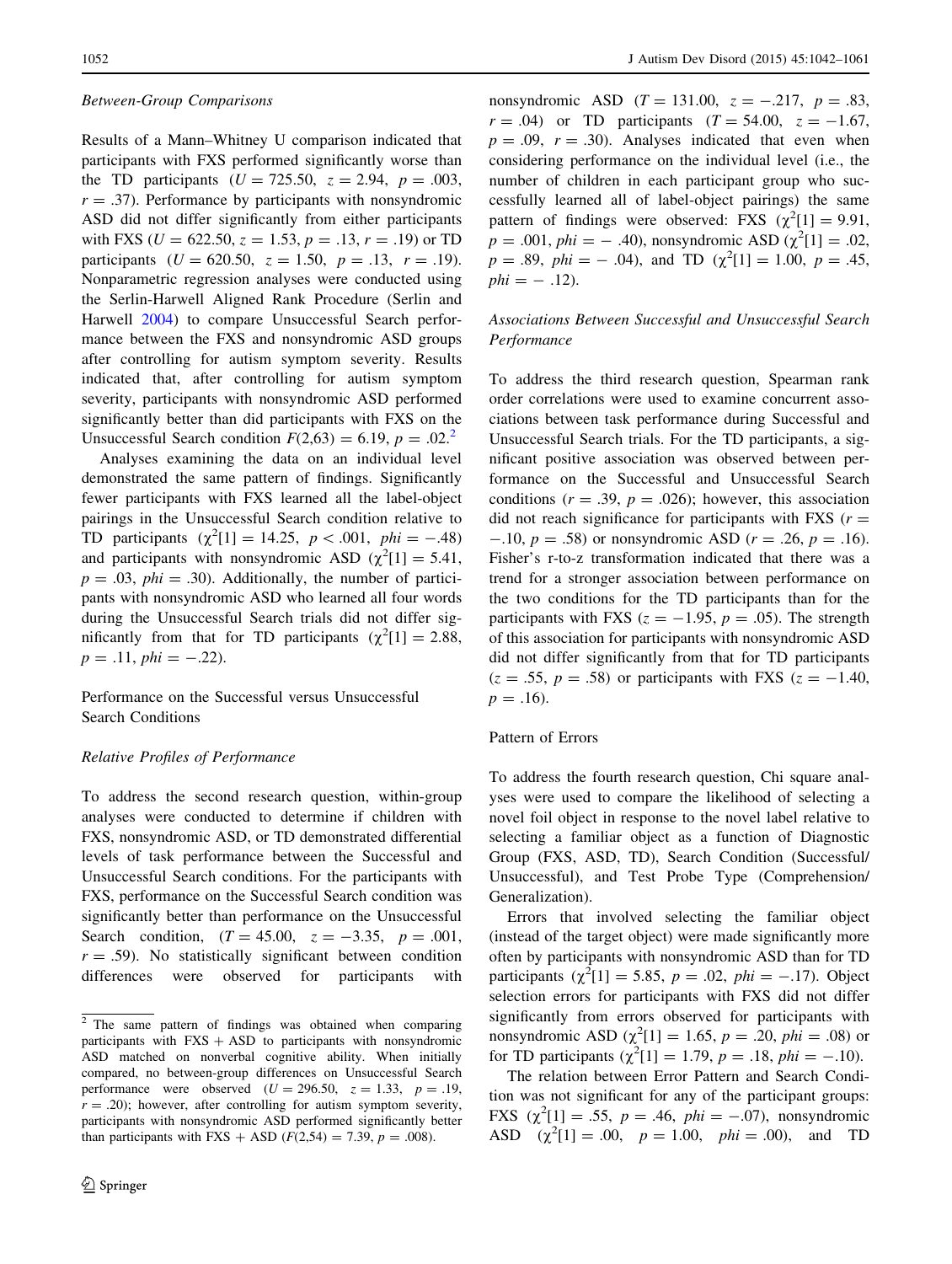### *Between-Group Comparisons*

Results of a Mann–Whitney U comparison indicated that participants with FXS performed significantly worse than the TD participants ($U = 725.50$, $z = 2.94$, $p = .003$, $r = .37$). Performance by participants with nonsyndromic ASD did not differ significantly from either participants with FXS ($U = 622.50$, $z = 1.53$, $p = .13$, $r = .19$) or TD participants ($U = 620.50$, $z = 1.50$, $p = .13$, $r = .19$). Nonparametric regression analyses were conducted using the Serlin-Harwell Aligned Rank Procedure (Serlin and Harwell 2004) to compare Unsuccessful Search performance between the FXS and nonsyndromic ASD groups after controlling for autism symptom severity. Results indicated that, after controlling for autism symptom severity, participants with nonsyndromic ASD performed significantly better than did participants with FXS on the Unsuccessful Search condition $F(2,63) = 6.19$, $p = .02$.[2]

Analyses examining the data on an individual level demonstrated the same pattern of findings. Significantly fewer participants with FXS learned all the label-object pairings in the Unsuccessful Search condition relative to TD participants ($\chi^2[1] = 14.25$, $p < .001$, $phi = -.48$) and participants with nonsyndromic ASD ($\chi^2[1] = 5.41$, $p = .03$, $phi = .30$). Additionally, the number of participants with nonsyndromic ASD who learned all four words during the Unsuccessful Search trials did not differ significantly from that for TD participants ($\chi^2[1] = 2.88$, $p = .11$, $phi = -.22$).

## Performance on the Successful versus Unsuccessful Search Conditions

### *Relative Profiles of Performance*

To address the second research question, within-group analyses were conducted to determine if children with FXS, nonsyndromic ASD, or TD demonstrated differential levels of task performance between the Successful and Unsuccessful Search conditions. For the participants with FXS, performance on the Successful Search condition was significantly better than performance on the Unsuccessful Search condition, ($T = 45.00$, $z = -3.35$, $p = .001$, $r = .59$). No statistically significant between condition differences were observed for participants with nonsyndromic ASD ($T = 131.00$, $z = -.217$, $p = .83$, $r = .04$) or TD participants ($T = 54.00$, $z = -1.67$, $p = .09$, $r = .30$). Analyses indicated that even when considering performance on the individual level (i.e., the number of children in each participant group who successfully learned all of label-object pairings) the same pattern of findings were observed: FXS ($\chi^2[1] = 9.91$, $p = .001$, $phi = -.40$), nonsyndromic ASD ($\chi^2[1] = .02$, $p = .89$, $phi = -.04$), and TD ($\chi^2[1] = 1.00$, $p = .45$, $phi = -.12$).

### *Associations Between Successful and Unsuccessful Search Performance*

To address the third research question, Spearman rank order correlations were used to examine concurrent associations between task performance during Successful and Unsuccessful Search trials. For the TD participants, a significant positive association was observed between performance on the Successful and Unsuccessful Search conditions ($r = .39$, $p = .026$); however, this association did not reach significance for participants with FXS ($r = -.10$, $p = .58$) or nonsyndromic ASD ($r = .26$, $p = .16$). Fisher's r-to-z transformation indicated that there was a trend for a stronger association between performance on the two conditions for the TD participants than for the participants with FXS ($z = -1.95$, $p = .05$). The strength of this association for participants with nonsyndromic ASD did not differ significantly from that for TD participants ($z = .55$, $p = .58$) or participants with FXS ($z = -1.40$, $p = .16$).

## Pattern of Errors

To address the fourth research question, Chi square analyses were used to compare the likelihood of selecting a novel foil object in response to the novel label relative to selecting a familiar object as a function of Diagnostic Group (FXS, ASD, TD), Search Condition (Successful/Unsuccessful), and Test Probe Type (Comprehension/Generalization).

Errors that involved selecting the familiar object (instead of the target object) were made significantly more often by participants with nonsyndromic ASD than for TD participants ($\chi^2[1] = 5.85$, $p = .02$, $phi = -.17$). Object selection errors for participants with FXS did not differ significantly from errors observed for participants with nonsyndromic ASD ($\chi^2[1] = 1.65$, $p = .20$, $phi = .08$) or for TD participants ($\chi^2[1] = 1.79$, $p = .18$, $phi = -.10$).

The relation between Error Pattern and Search Condition was not significant for any of the participant groups: FXS ($\chi^2[1] = .55$, $p = .46$, $phi = -.07$), nonsyndromic ASD ($\chi^2[1] = .00$, $p = 1.00$, $phi = .00$), and TD

[2] The same pattern of findings was obtained when comparing participants with FXS + ASD to participants with nonsyndromic ASD matched on nonverbal cognitive ability. When initially compared, no between-group differences on Unsuccessful Search performance were observed ($U = 296.50$, $z = 1.33$, $p = .19$, $r = .20$); however, after controlling for autism symptom severity, participants with nonsyndromic ASD performed significantly better than participants with FXS + ASD ($F(2,54) = 7.39$, $p = .008$).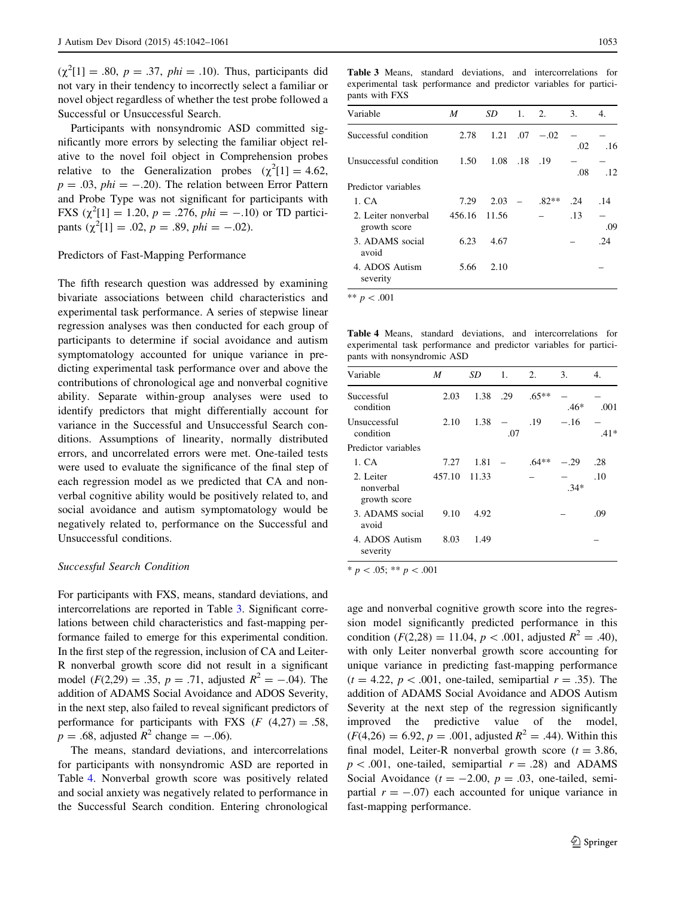($\chi^2[1] = .80$, $p = .37$, $phi = .10$). Thus, participants did not vary in their tendency to incorrectly select a familiar or novel object regardless of whether the test probe followed a Successful or Unsuccessful Search.

Participants with nonsyndromic ASD committed significantly more errors by selecting the familiar object relative to the novel foil object in Comprehension probes relative to the Generalization probes ($\chi^2[1] = 4.62$, $p = .03$, $phi = -.20$). The relation between Error Pattern and Probe Type was not significant for participants with FXS ($\chi^2[1] = 1.20$, $p = .276$, $phi = -.10$) or TD participants ($\chi^2[1] = .02$, $p = .89$, $phi = -.02$).

### Predictors of Fast-Mapping Performance

The fifth research question was addressed by examining bivariate associations between child characteristics and experimental task performance. A series of stepwise linear regression analyses was then conducted for each group of participants to determine if social avoidance and autism symptomatology accounted for unique variance in predicting experimental task performance over and above the contributions of chronological age and nonverbal cognitive ability. Separate within-group analyses were used to identify predictors that might differentially account for variance in the Successful and Unsuccessful Search conditions. Assumptions of linearity, normally distributed errors, and uncorrelated errors were met. One-tailed tests were used to evaluate the significance of the final step of each regression model as we predicted that CA and nonverbal cognitive ability would be positively related to, and social avoidance and autism symptomatology would be negatively related to, performance on the Successful and Unsuccessful conditions.

#### *Successful Search Condition*

For participants with FXS, means, standard deviations, and intercorrelations are reported in Table 3. Significant correlations between child characteristics and fast-mapping performance failed to emerge for this experimental condition. In the first step of the regression, inclusion of CA and Leiter-R nonverbal growth score did not result in a significant model ($F(2,29) = .35$, $p = .71$, adjusted $R^2 = -.04$). The addition of ADAMS Social Avoidance and ADOS Severity, in the next step, also failed to reveal significant predictors of performance for participants with FXS ($F(4,27) = .58$, $p = .68$, adjusted $R^2$ change $= -.06$).

The means, standard deviations, and intercorrelations for participants with nonsyndromic ASD are reported in Table 4. Nonverbal growth score was positively related and social anxiety was negatively related to performance in the Successful Search condition. Entering chronological age and nonverbal cognitive growth score into the regression model significantly predicted performance in this condition ($F(2,28) = 11.04$, $p < .001$, adjusted $R^2 = .40$), with only Leiter nonverbal growth score accounting for unique variance in predicting fast-mapping performance ($t = 4.22$, $p < .001$, one-tailed, semipartial $r = .35$). The addition of ADAMS Social Avoidance and ADOS Autism Severity at the next step of the regression significantly improved the predictive value of the model, ($F(4,26) = 6.92$, $p = .001$, adjusted $R^2 = .44$). Within this final model, Leiter-R nonverbal growth score ($t = 3.86$, $p < .001$, one-tailed, semipartial $r = .28$) and ADAMS Social Avoidance ($t = -2.00$, $p = .03$, one-tailed, semipartial $r = -.07$) each accounted for unique variance in fast-mapping performance.

**Table 3** Means, standard deviations, and intercorrelations for experimental task performance and predictor variables for participants with FXS

| Variable | *M* | *SD* | 1. | 2. | 3. | 4. |
|---|---|---|---|---|---|---|
| Successful condition | 2.78 | 1.21 | .07 | −.02 | −.02 | −.16 |
| Unsuccessful condition | 1.50 | 1.08 | .18 | .19 | −.08 | −.12 |
| Predictor variables | | | | | | |
| 1. CA | 7.29 | 2.03 | – | .82** | .24 | .14 |
| 2. Leiter nonverbal growth score | 456.16 | 11.56 | | – | .13 | −.09 |
| 3. ADAMS social avoid | 6.23 | 4.67 | | | – | .24 |
| 4. ADOS Autism severity | 5.66 | 2.10 | | | | – |

** $p < .001$

**Table 4** Means, standard deviations, and intercorrelations for experimental task performance and predictor variables for participants with nonsyndromic ASD

| Variable | *M* | *SD* | 1. | 2. | 3. | 4. |
|---|---|---|---|---|---|---|
| Successful condition | 2.03 | 1.38 | .29 | .65** | −.46* | −.001 |
| Unsuccessful condition | 2.10 | 1.38 | −.07 | .19 | −.16 | −.41* |
| Predictor variables | | | | | | |
| 1. CA | 7.27 | 1.81 | – | .64** | −.29 | .28 |
| 2. Leiter nonverbal growth score | 457.10 | 11.33 | | – | −.34* | .10 |
| 3. ADAMS social avoid | 9.10 | 4.92 | | | – | .09 |
| 4. ADOS Autism severity | 8.03 | 1.49 | | | | – |

* $p < .05$; ** $p < .001$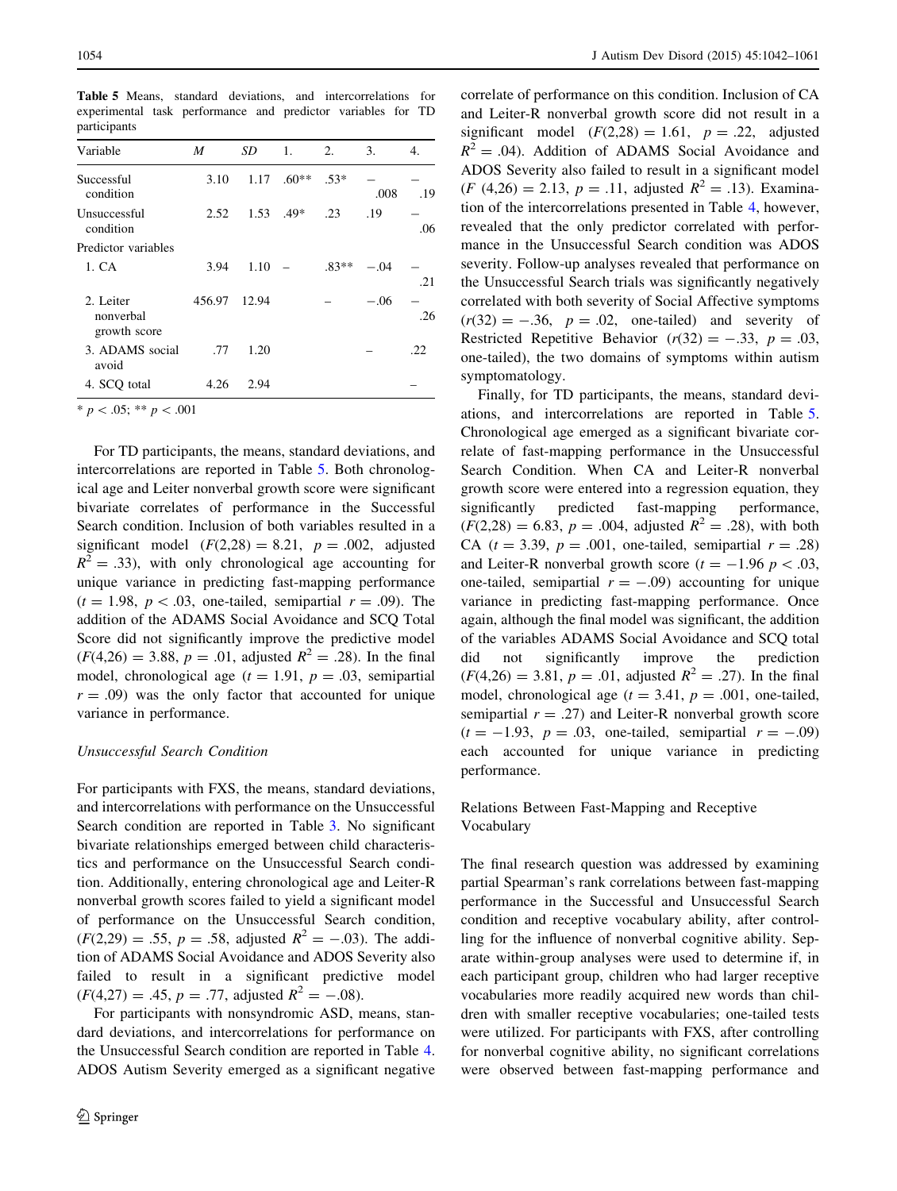**Table 5** Means, standard deviations, and intercorrelations for experimental task performance and predictor variables for TD participants

| Variable | *M* | *SD* | 1. | 2. | 3. | 4. |
|---|---|---|---|---|---|---|
| Successful condition | 3.10 | 1.17 | .60** | .53* | −.008 | −.19 |
| Unsuccessful condition | 2.52 | 1.53 | .49* | .23 | .19 | −.06 |
| Predictor variables | | | | | | |
| 1. CA | 3.94 | 1.10 | – | .83** | −.04 | −.21 |
| 2. Leiter nonverbal growth score | 456.97 | 12.94 | | – | −.06 | −.26 |
| 3. ADAMS social avoid | .77 | 1.20 | | | – | .22 |
| 4. SCQ total | 4.26 | 2.94 | | | | – |

* $p < .05$; ** $p < .001$

For TD participants, the means, standard deviations, and intercorrelations are reported in Table 5. Both chronological age and Leiter nonverbal growth score were significant bivariate correlates of performance in the Successful Search condition. Inclusion of both variables resulted in a significant model ($F(2,28) = 8.21$, $p = .002$, adjusted $R^2 = .33$), with only chronological age accounting for unique variance in predicting fast-mapping performance ($t = 1.98$, $p < .03$, one-tailed, semipartial $r = .09$). The addition of the ADAMS Social Avoidance and SCQ Total Score did not significantly improve the predictive model ($F(4,26) = 3.88$, $p = .01$, adjusted $R^2 = .28$). In the final model, chronological age ($t = 1.91$, $p = .03$, semipartial $r = .09$) was the only factor that accounted for unique variance in performance.

*Unsuccessful Search Condition*

For participants with FXS, the means, standard deviations, and intercorrelations with performance on the Unsuccessful Search condition are reported in Table 3. No significant bivariate relationships emerged between child characteristics and performance on the Unsuccessful Search condition. Additionally, entering chronological age and Leiter-R nonverbal growth scores failed to yield a significant model of performance on the Unsuccessful Search condition, ($F(2,29) = .55$, $p = .58$, adjusted $R^2 = -.03$). The addition of ADAMS Social Avoidance and ADOS Severity also failed to result in a significant predictive model ($F(4,27) = .45$, $p = .77$, adjusted $R^2 = -.08$).

For participants with nonsyndromic ASD, means, standard deviations, and intercorrelations for performance on the Unsuccessful Search condition are reported in Table 4. ADOS Autism Severity emerged as a significant negative correlate of performance on this condition. Inclusion of CA and Leiter-R nonverbal growth score did not result in a significant model ($F(2,28) = 1.61$, $p = .22$, adjusted $R^2 = .04$). Addition of ADAMS Social Avoidance and ADOS Severity also failed to result in a significant model ($F\ (4,26) = 2.13$, $p = .11$, adjusted $R^2 = .13$). Examination of the intercorrelations presented in Table 4, however, revealed that the only predictor correlated with performance in the Unsuccessful Search condition was ADOS severity. Follow-up analyses revealed that performance on the Unsuccessful Search trials was significantly negatively correlated with both severity of Social Affective symptoms ($r(32) = -.36$, $p = .02$, one-tailed) and severity of Restricted Repetitive Behavior ($r(32) = -.33$, $p = .03$, one-tailed), the two domains of symptoms within autism symptomatology.

Finally, for TD participants, the means, standard deviations, and intercorrelations are reported in Table 5. Chronological age emerged as a significant bivariate correlate of fast-mapping performance in the Unsuccessful Search Condition. When CA and Leiter-R nonverbal growth score were entered into a regression equation, they significantly predicted fast-mapping performance, ($F(2,28) = 6.83$, $p = .004$, adjusted $R^2 = .28$), with both CA ($t = 3.39$, $p = .001$, one-tailed, semipartial $r = .28$) and Leiter-R nonverbal growth score ($t = -1.96$ $p < .03$, one-tailed, semipartial $r = -.09$) accounting for unique variance in predicting fast-mapping performance. Once again, although the final model was significant, the addition of the variables ADAMS Social Avoidance and SCQ total did not significantly improve the prediction ($F(4,26) = 3.81$, $p = .01$, adjusted $R^2 = .27$). In the final model, chronological age ($t = 3.41$, $p = .001$, one-tailed, semipartial $r = .27$) and Leiter-R nonverbal growth score ($t = -1.93$, $p = .03$, one-tailed, semipartial $r = -.09$) each accounted for unique variance in predicting performance.

### Relations Between Fast-Mapping and Receptive Vocabulary

The final research question was addressed by examining partial Spearman's rank correlations between fast-mapping performance in the Successful and Unsuccessful Search condition and receptive vocabulary ability, after controlling for the influence of nonverbal cognitive ability. Separate within-group analyses were used to determine if, in each participant group, children who had larger receptive vocabularies more readily acquired new words than children with smaller receptive vocabularies; one-tailed tests were utilized. For participants with FXS, after controlling for nonverbal cognitive ability, no significant correlations were observed between fast-mapping performance and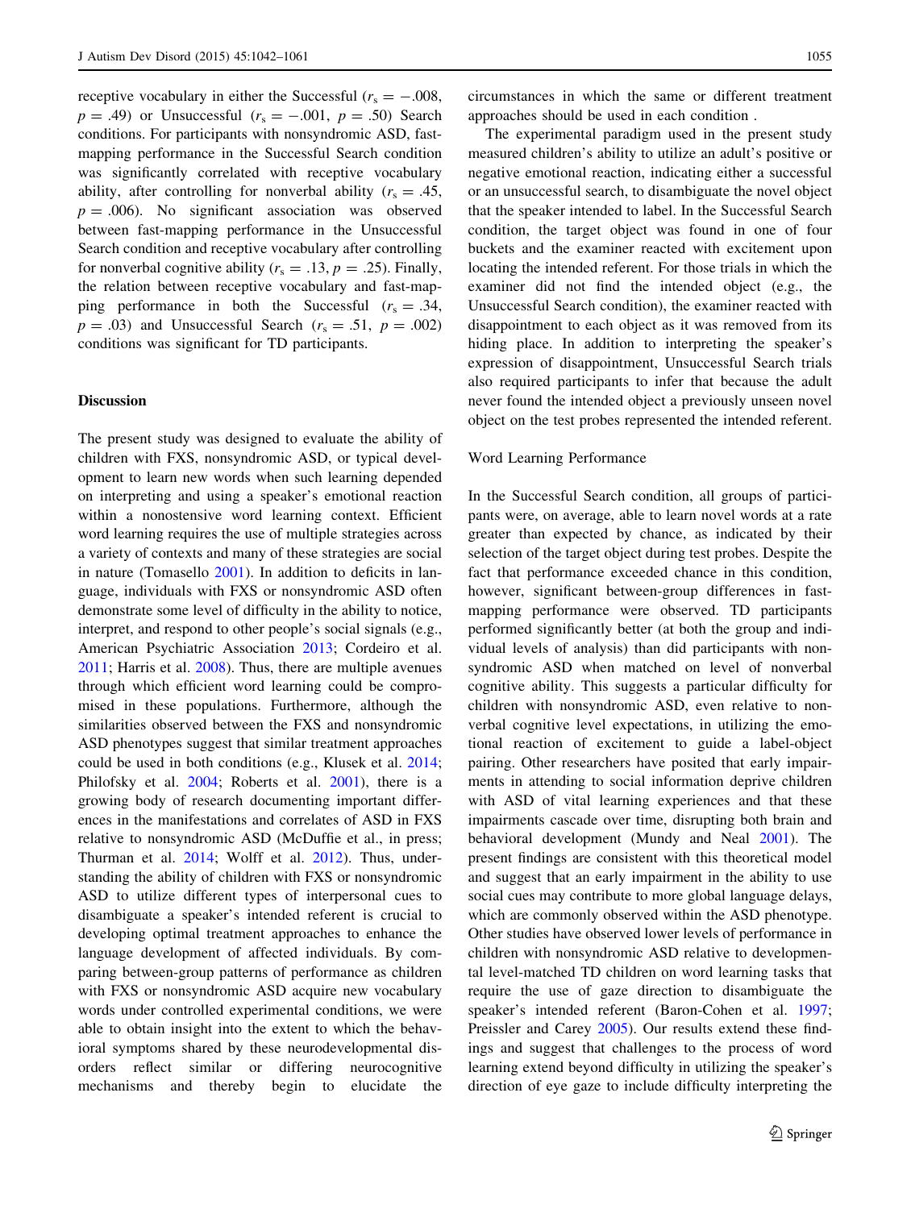receptive vocabulary in either the Successful ($r_s = -.008$, $p = .49$) or Unsuccessful ($r_s = -.001$, $p = .50$) Search conditions. For participants with nonsyndromic ASD, fast-mapping performance in the Successful Search condition was significantly correlated with receptive vocabulary ability, after controlling for nonverbal ability ($r_s = .45$, $p = .006$). No significant association was observed between fast-mapping performance in the Unsuccessful Search condition and receptive vocabulary after controlling for nonverbal cognitive ability ($r_s = .13$, $p = .25$). Finally, the relation between receptive vocabulary and fast-mapping performance in both the Successful ($r_s = .34$, $p = .03$) and Unsuccessful Search ($r_s = .51$, $p = .002$) conditions was significant for TD participants.

## Discussion

The present study was designed to evaluate the ability of children with FXS, nonsyndromic ASD, or typical development to learn new words when such learning depended on interpreting and using a speaker's emotional reaction within a nonostensive word learning context. Efficient word learning requires the use of multiple strategies across a variety of contexts and many of these strategies are social in nature (Tomasello 2001). In addition to deficits in language, individuals with FXS or nonsyndromic ASD often demonstrate some level of difficulty in the ability to notice, interpret, and respond to other people's social signals (e.g., American Psychiatric Association 2013; Cordeiro et al. 2011; Harris et al. 2008). Thus, there are multiple avenues through which efficient word learning could be compromised in these populations. Furthermore, although the similarities observed between the FXS and nonsyndromic ASD phenotypes suggest that similar treatment approaches could be used in both conditions (e.g., Klusek et al. 2014; Philofsky et al. 2004; Roberts et al. 2001), there is a growing body of research documenting important differences in the manifestations and correlates of ASD in FXS relative to nonsyndromic ASD (McDuffie et al., in press; Thurman et al. 2014; Wolff et al. 2012). Thus, understanding the ability of children with FXS or nonsyndromic ASD to utilize different types of interpersonal cues to disambiguate a speaker's intended referent is crucial to developing optimal treatment approaches to enhance the language development of affected individuals. By comparing between-group patterns of performance as children with FXS or nonsyndromic ASD acquire new vocabulary words under controlled experimental conditions, we were able to obtain insight into the extent to which the behavioral symptoms shared by these neurodevelopmental disorders reflect similar or differing neurocognitive mechanisms and thereby begin to elucidate the circumstances in which the same or different treatment approaches should be used in each condition .

The experimental paradigm used in the present study measured children's ability to utilize an adult's positive or negative emotional reaction, indicating either a successful or an unsuccessful search, to disambiguate the novel object that the speaker intended to label. In the Successful Search condition, the target object was found in one of four buckets and the examiner reacted with excitement upon locating the intended referent. For those trials in which the examiner did not find the intended object (e.g., the Unsuccessful Search condition), the examiner reacted with disappointment to each object as it was removed from its hiding place. In addition to interpreting the speaker's expression of disappointment, Unsuccessful Search trials also required participants to infer that because the adult never found the intended object a previously unseen novel object on the test probes represented the intended referent.

### Word Learning Performance

In the Successful Search condition, all groups of participants were, on average, able to learn novel words at a rate greater than expected by chance, as indicated by their selection of the target object during test probes. Despite the fact that performance exceeded chance in this condition, however, significant between-group differences in fast-mapping performance were observed. TD participants performed significantly better (at both the group and individual levels of analysis) than did participants with nonsyndromic ASD when matched on level of nonverbal cognitive ability. This suggests a particular difficulty for children with nonsyndromic ASD, even relative to nonverbal cognitive level expectations, in utilizing the emotional reaction of excitement to guide a label-object pairing. Other researchers have posited that early impairments in attending to social information deprive children with ASD of vital learning experiences and that these impairments cascade over time, disrupting both brain and behavioral development (Mundy and Neal 2001). The present findings are consistent with this theoretical model and suggest that an early impairment in the ability to use social cues may contribute to more global language delays, which are commonly observed within the ASD phenotype. Other studies have observed lower levels of performance in children with nonsyndromic ASD relative to developmental level-matched TD children on word learning tasks that require the use of gaze direction to disambiguate the speaker's intended referent (Baron-Cohen et al. 1997; Preissler and Carey 2005). Our results extend these findings and suggest that challenges to the process of word learning extend beyond difficulty in utilizing the speaker's direction of eye gaze to include difficulty interpreting the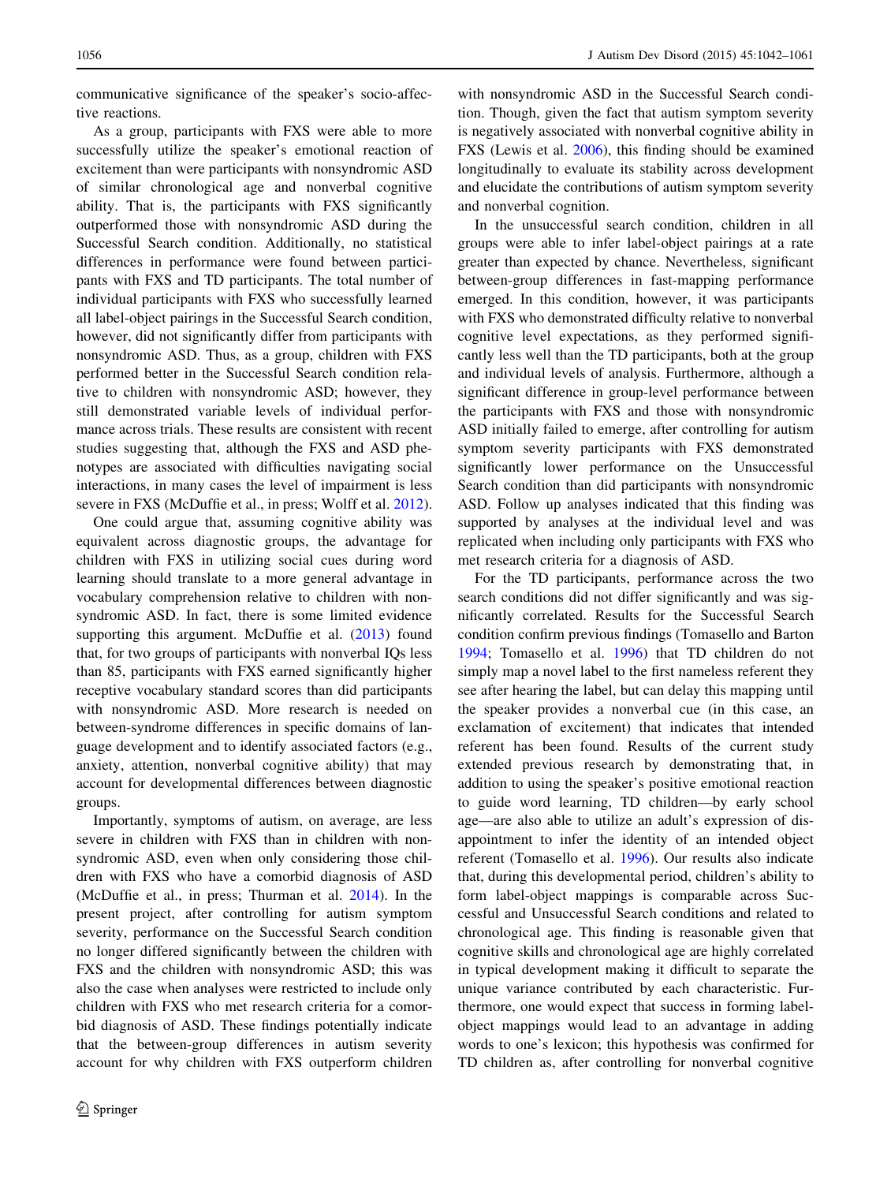communicative significance of the speaker's socio-affective reactions.

As a group, participants with FXS were able to more successfully utilize the speaker's emotional reaction of excitement than were participants with nonsyndromic ASD of similar chronological age and nonverbal cognitive ability. That is, the participants with FXS significantly outperformed those with nonsyndromic ASD during the Successful Search condition. Additionally, no statistical differences in performance were found between participants with FXS and TD participants. The total number of individual participants with FXS who successfully learned all label-object pairings in the Successful Search condition, however, did not significantly differ from participants with nonsyndromic ASD. Thus, as a group, children with FXS performed better in the Successful Search condition relative to children with nonsyndromic ASD; however, they still demonstrated variable levels of individual performance across trials. These results are consistent with recent studies suggesting that, although the FXS and ASD phenotypes are associated with difficulties navigating social interactions, in many cases the level of impairment is less severe in FXS (McDuffie et al., in press; Wolff et al. 2012).

One could argue that, assuming cognitive ability was equivalent across diagnostic groups, the advantage for children with FXS in utilizing social cues during word learning should translate to a more general advantage in vocabulary comprehension relative to children with nonsyndromic ASD. In fact, there is some limited evidence supporting this argument. McDuffie et al. (2013) found that, for two groups of participants with nonverbal IQs less than 85, participants with FXS earned significantly higher receptive vocabulary standard scores than did participants with nonsyndromic ASD. More research is needed on between-syndrome differences in specific domains of language development and to identify associated factors (e.g., anxiety, attention, nonverbal cognitive ability) that may account for developmental differences between diagnostic groups.

Importantly, symptoms of autism, on average, are less severe in children with FXS than in children with nonsyndromic ASD, even when only considering those children with FXS who have a comorbid diagnosis of ASD (McDuffie et al., in press; Thurman et al. 2014). In the present project, after controlling for autism symptom severity, performance on the Successful Search condition no longer differed significantly between the children with FXS and the children with nonsyndromic ASD; this was also the case when analyses were restricted to include only children with FXS who met research criteria for a comorbid diagnosis of ASD. These findings potentially indicate that the between-group differences in autism severity account for why children with FXS outperform children with nonsyndromic ASD in the Successful Search condition. Though, given the fact that autism symptom severity is negatively associated with nonverbal cognitive ability in FXS (Lewis et al. 2006), this finding should be examined longitudinally to evaluate its stability across development and elucidate the contributions of autism symptom severity and nonverbal cognition.

In the unsuccessful search condition, children in all groups were able to infer label-object pairings at a rate greater than expected by chance. Nevertheless, significant between-group differences in fast-mapping performance emerged. In this condition, however, it was participants with FXS who demonstrated difficulty relative to nonverbal cognitive level expectations, as they performed significantly less well than the TD participants, both at the group and individual levels of analysis. Furthermore, although a significant difference in group-level performance between the participants with FXS and those with nonsyndromic ASD initially failed to emerge, after controlling for autism symptom severity participants with FXS demonstrated significantly lower performance on the Unsuccessful Search condition than did participants with nonsyndromic ASD. Follow up analyses indicated that this finding was supported by analyses at the individual level and was replicated when including only participants with FXS who met research criteria for a diagnosis of ASD.

For the TD participants, performance across the two search conditions did not differ significantly and was significantly correlated. Results for the Successful Search condition confirm previous findings (Tomasello and Barton 1994; Tomasello et al. 1996) that TD children do not simply map a novel label to the first nameless referent they see after hearing the label, but can delay this mapping until the speaker provides a nonverbal cue (in this case, an exclamation of excitement) that indicates that intended referent has been found. Results of the current study extended previous research by demonstrating that, in addition to using the speaker's positive emotional reaction to guide word learning, TD children—by early school age—are also able to utilize an adult's expression of disappointment to infer the identity of an intended object referent (Tomasello et al. 1996). Our results also indicate that, during this developmental period, children's ability to form label-object mappings is comparable across Successful and Unsuccessful Search conditions and related to chronological age. This finding is reasonable given that cognitive skills and chronological age are highly correlated in typical development making it difficult to separate the unique variance contributed by each characteristic. Furthermore, one would expect that success in forming label-object mappings would lead to an advantage in adding words to one's lexicon; this hypothesis was confirmed for TD children as, after controlling for nonverbal cognitive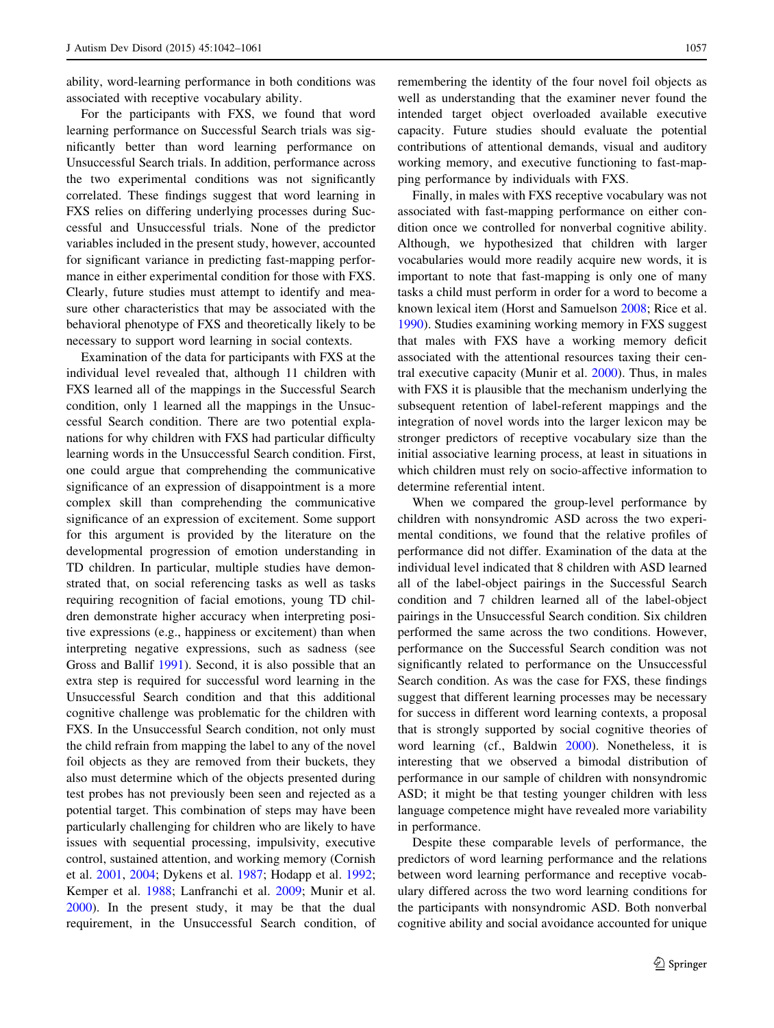ability, word-learning performance in both conditions was associated with receptive vocabulary ability.

For the participants with FXS, we found that word learning performance on Successful Search trials was significantly better than word learning performance on Unsuccessful Search trials. In addition, performance across the two experimental conditions was not significantly correlated. These findings suggest that word learning in FXS relies on differing underlying processes during Successful and Unsuccessful trials. None of the predictor variables included in the present study, however, accounted for significant variance in predicting fast-mapping performance in either experimental condition for those with FXS. Clearly, future studies must attempt to identify and measure other characteristics that may be associated with the behavioral phenotype of FXS and theoretically likely to be necessary to support word learning in social contexts.

Examination of the data for participants with FXS at the individual level revealed that, although 11 children with FXS learned all of the mappings in the Successful Search condition, only 1 learned all the mappings in the Unsuccessful Search condition. There are two potential explanations for why children with FXS had particular difficulty learning words in the Unsuccessful Search condition. First, one could argue that comprehending the communicative significance of an expression of disappointment is a more complex skill than comprehending the communicative significance of an expression of excitement. Some support for this argument is provided by the literature on the developmental progression of emotion understanding in TD children. In particular, multiple studies have demonstrated that, on social referencing tasks as well as tasks requiring recognition of facial emotions, young TD children demonstrate higher accuracy when interpreting positive expressions (e.g., happiness or excitement) than when interpreting negative expressions, such as sadness (see Gross and Ballif 1991). Second, it is also possible that an extra step is required for successful word learning in the Unsuccessful Search condition and that this additional cognitive challenge was problematic for the children with FXS. In the Unsuccessful Search condition, not only must the child refrain from mapping the label to any of the novel foil objects as they are removed from their buckets, they also must determine which of the objects presented during test probes has not previously been seen and rejected as a potential target. This combination of steps may have been particularly challenging for children who are likely to have issues with sequential processing, impulsivity, executive control, sustained attention, and working memory (Cornish et al. 2001, 2004; Dykens et al. 1987; Hodapp et al. 1992; Kemper et al. 1988; Lanfranchi et al. 2009; Munir et al. 2000). In the present study, it may be that the dual requirement, in the Unsuccessful Search condition, of remembering the identity of the four novel foil objects as well as understanding that the examiner never found the intended target object overloaded available executive capacity. Future studies should evaluate the potential contributions of attentional demands, visual and auditory working memory, and executive functioning to fast-mapping performance by individuals with FXS.

Finally, in males with FXS receptive vocabulary was not associated with fast-mapping performance on either condition once we controlled for nonverbal cognitive ability. Although, we hypothesized that children with larger vocabularies would more readily acquire new words, it is important to note that fast-mapping is only one of many tasks a child must perform in order for a word to become a known lexical item (Horst and Samuelson 2008; Rice et al. 1990). Studies examining working memory in FXS suggest that males with FXS have a working memory deficit associated with the attentional resources taxing their central executive capacity (Munir et al. 2000). Thus, in males with FXS it is plausible that the mechanism underlying the subsequent retention of label-referent mappings and the integration of novel words into the larger lexicon may be stronger predictors of receptive vocabulary size than the initial associative learning process, at least in situations in which children must rely on socio-affective information to determine referential intent.

When we compared the group-level performance by children with nonsyndromic ASD across the two experimental conditions, we found that the relative profiles of performance did not differ. Examination of the data at the individual level indicated that 8 children with ASD learned all of the label-object pairings in the Successful Search condition and 7 children learned all of the label-object pairings in the Unsuccessful Search condition. Six children performed the same across the two conditions. However, performance on the Successful Search condition was not significantly related to performance on the Unsuccessful Search condition. As was the case for FXS, these findings suggest that different learning processes may be necessary for success in different word learning contexts, a proposal that is strongly supported by social cognitive theories of word learning (cf., Baldwin 2000). Nonetheless, it is interesting that we observed a bimodal distribution of performance in our sample of children with nonsyndromic ASD; it might be that testing younger children with less language competence might have revealed more variability in performance.

Despite these comparable levels of performance, the predictors of word learning performance and the relations between word learning performance and receptive vocabulary differed across the two word learning conditions for the participants with nonsyndromic ASD. Both nonverbal cognitive ability and social avoidance accounted for unique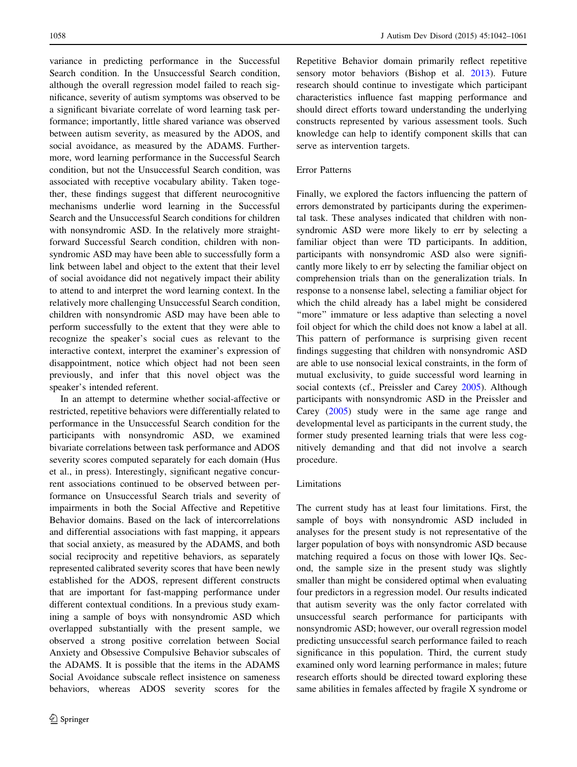variance in predicting performance in the Successful Search condition. In the Unsuccessful Search condition, although the overall regression model failed to reach significance, severity of autism symptoms was observed to be a significant bivariate correlate of word learning task performance; importantly, little shared variance was observed between autism severity, as measured by the ADOS, and social avoidance, as measured by the ADAMS. Furthermore, word learning performance in the Successful Search condition, but not the Unsuccessful Search condition, was associated with receptive vocabulary ability. Taken together, these findings suggest that different neurocognitive mechanisms underlie word learning in the Successful Search and the Unsuccessful Search conditions for children with nonsyndromic ASD. In the relatively more straightforward Successful Search condition, children with nonsyndromic ASD may have been able to successfully form a link between label and object to the extent that their level of social avoidance did not negatively impact their ability to attend to and interpret the word learning context. In the relatively more challenging Unsuccessful Search condition, children with nonsyndromic ASD may have been able to perform successfully to the extent that they were able to recognize the speaker's social cues as relevant to the interactive context, interpret the examiner's expression of disappointment, notice which object had not been seen previously, and infer that this novel object was the speaker's intended referent.

In an attempt to determine whether social-affective or restricted, repetitive behaviors were differentially related to performance in the Unsuccessful Search condition for the participants with nonsyndromic ASD, we examined bivariate correlations between task performance and ADOS severity scores computed separately for each domain (Hus et al., in press). Interestingly, significant negative concurrent associations continued to be observed between performance on Unsuccessful Search trials and severity of impairments in both the Social Affective and Repetitive Behavior domains. Based on the lack of intercorrelations and differential associations with fast mapping, it appears that social anxiety, as measured by the ADAMS, and both social reciprocity and repetitive behaviors, as separately represented calibrated severity scores that have been newly established for the ADOS, represent different constructs that are important for fast-mapping performance under different contextual conditions. In a previous study examining a sample of boys with nonsyndromic ASD which overlapped substantially with the present sample, we observed a strong positive correlation between Social Anxiety and Obsessive Compulsive Behavior subscales of the ADAMS. It is possible that the items in the ADAMS Social Avoidance subscale reflect insistence on sameness behaviors, whereas ADOS severity scores for the Repetitive Behavior domain primarily reflect repetitive sensory motor behaviors (Bishop et al. 2013). Future research should continue to investigate which participant characteristics influence fast mapping performance and should direct efforts toward understanding the underlying constructs represented by various assessment tools. Such knowledge can help to identify component skills that can serve as intervention targets.

### Error Patterns

Finally, we explored the factors influencing the pattern of errors demonstrated by participants during the experimental task. These analyses indicated that children with nonsyndromic ASD were more likely to err by selecting a familiar object than were TD participants. In addition, participants with nonsyndromic ASD also were significantly more likely to err by selecting the familiar object on comprehension trials than on the generalization trials. In response to a nonsense label, selecting a familiar object for which the child already has a label might be considered "more" immature or less adaptive than selecting a novel foil object for which the child does not know a label at all. This pattern of performance is surprising given recent findings suggesting that children with nonsyndromic ASD are able to use nonsocial lexical constraints, in the form of mutual exclusivity, to guide successful word learning in social contexts (cf., Preissler and Carey 2005). Although participants with nonsyndromic ASD in the Preissler and Carey (2005) study were in the same age range and developmental level as participants in the current study, the former study presented learning trials that were less cognitively demanding and that did not involve a search procedure.

### Limitations

The current study has at least four limitations. First, the sample of boys with nonsyndromic ASD included in analyses for the present study is not representative of the larger population of boys with nonsyndromic ASD because matching required a focus on those with lower IQs. Second, the sample size in the present study was slightly smaller than might be considered optimal when evaluating four predictors in a regression model. Our results indicated that autism severity was the only factor correlated with unsuccessful search performance for participants with nonsyndromic ASD; however, our overall regression model predicting unsuccessful search performance failed to reach significance in this population. Third, the current study examined only word learning performance in males; future research efforts should be directed toward exploring these same abilities in females affected by fragile X syndrome or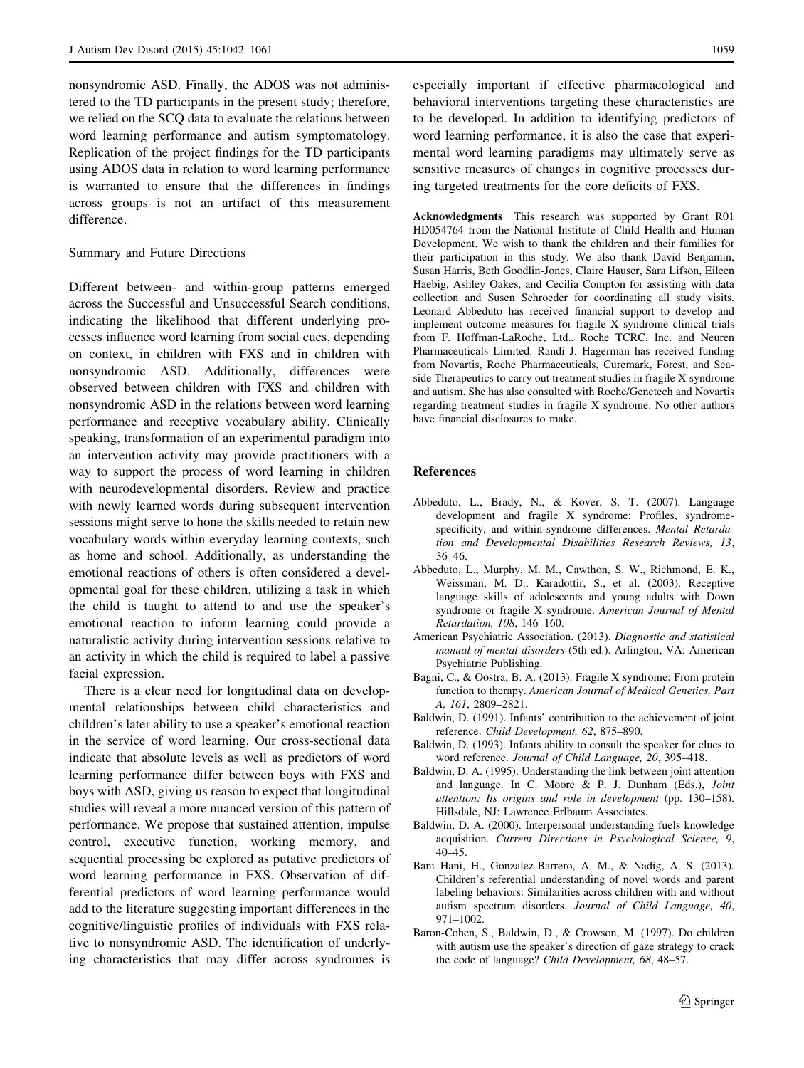nonsyndromic ASD. Finally, the ADOS was not administered to the TD participants in the present study; therefore, we relied on the SCQ data to evaluate the relations between word learning performance and autism symptomatology. Replication of the project findings for the TD participants using ADOS data in relation to word learning performance is warranted to ensure that the differences in findings across groups is not an artifact of this measurement difference.

### Summary and Future Directions

Different between- and within-group patterns emerged across the Successful and Unsuccessful Search conditions, indicating the likelihood that different underlying processes influence word learning from social cues, depending on context, in children with FXS and in children with nonsyndromic ASD. Additionally, differences were observed between children with FXS and children with nonsyndromic ASD in the relations between word learning performance and receptive vocabulary ability. Clinically speaking, transformation of an experimental paradigm into an intervention activity may provide practitioners with a way to support the process of word learning in children with neurodevelopmental disorders. Review and practice with newly learned words during subsequent intervention sessions might serve to hone the skills needed to retain new vocabulary words within everyday learning contexts, such as home and school. Additionally, as understanding the emotional reactions of others is often considered a developmental goal for these children, utilizing a task in which the child is taught to attend to and use the speaker's emotional reaction to inform learning could provide a naturalistic activity during intervention sessions relative to an activity in which the child is required to label a passive facial expression.

There is a clear need for longitudinal data on developmental relationships between child characteristics and children's later ability to use a speaker's emotional reaction in the service of word learning. Our cross-sectional data indicate that absolute levels as well as predictors of word learning performance differ between boys with FXS and boys with ASD, giving us reason to expect that longitudinal studies will reveal a more nuanced version of this pattern of performance. We propose that sustained attention, impulse control, executive function, working memory, and sequential processing be explored as putative predictors of word learning performance in FXS. Observation of differential predictors of word learning performance would add to the literature suggesting important differences in the cognitive/linguistic profiles of individuals with FXS relative to nonsyndromic ASD. The identification of underlying characteristics that may differ across syndromes is especially important if effective pharmacological and behavioral interventions targeting these characteristics are to be developed. In addition to identifying predictors of word learning performance, it is also the case that experimental word learning paradigms may ultimately serve as sensitive measures of changes in cognitive processes during targeted treatments for the core deficits of FXS.

**Acknowledgments** This research was supported by Grant R01 HD054764 from the National Institute of Child Health and Human Development. We wish to thank the children and their families for their participation in this study. We also thank David Benjamin, Susan Harris, Beth Goodlin-Jones, Claire Hauser, Sara Lifson, Eileen Haebig, Ashley Oakes, and Cecilia Compton for assisting with data collection and Susen Schroeder for coordinating all study visits. Leonard Abbeduto has received financial support to develop and implement outcome measures for fragile X syndrome clinical trials from F. Hoffman-LaRoche, Ltd., Roche TCRC, Inc. and Neuren Pharmaceuticals Limited. Randi J. Hagerman has received funding from Novartis, Roche Pharmaceuticals, Curemark, Forest, and Seaside Therapeutics to carry out treatment studies in fragile X syndrome and autism. She has also consulted with Roche/Genetech and Novartis regarding treatment studies in fragile X syndrome. No other authors have financial disclosures to make.

## References

Abbeduto, L., Brady, N., & Kover, S. T. (2007). Language development and fragile X syndrome: Profiles, syndrome-specificity, and within-syndrome differences. *Mental Retardation and Developmental Disabilities Research Reviews, 13*, 36–46.

Abbeduto, L., Murphy, M. M., Cawthon, S. W., Richmond, E. K., Weissman, M. D., Karadottir, S., et al. (2003). Receptive language skills of adolescents and young adults with Down syndrome or fragile X syndrome. *American Journal of Mental Retardation, 108*, 146–160.

American Psychiatric Association. (2013). *Diagnostic and statistical manual of mental disorders* (5th ed.). Arlington, VA: American Psychiatric Publishing.

Bagni, C., & Oostra, B. A. (2013). Fragile X syndrome: From protein function to therapy. *American Journal of Medical Genetics, Part A, 161*, 2809–2821.

Baldwin, D. (1991). Infants' contribution to the achievement of joint reference. *Child Development, 62*, 875–890.

Baldwin, D. (1993). Infants ability to consult the speaker for clues to word reference. *Journal of Child Language, 20*, 395–418.

Baldwin, D. A. (1995). Understanding the link between joint attention and language. In C. Moore & P. J. Dunham (Eds.), *Joint attention: Its origins and role in development* (pp. 130–158). Hillsdale, NJ: Lawrence Erlbaum Associates.

Baldwin, D. A. (2000). Interpersonal understanding fuels knowledge acquisition. *Current Directions in Psychological Science, 9*, 40–45.

Bani Hani, H., Gonzalez-Barrero, A. M., & Nadig, A. S. (2013). Children's referential understanding of novel words and parent labeling behaviors: Similarities across children with and without autism spectrum disorders. *Journal of Child Language, 40*, 971–1002.

Baron-Cohen, S., Baldwin, D., & Crowson, M. (1997). Do children with autism use the speaker's direction of gaze strategy to crack the code of language? *Child Development, 68*, 48–57.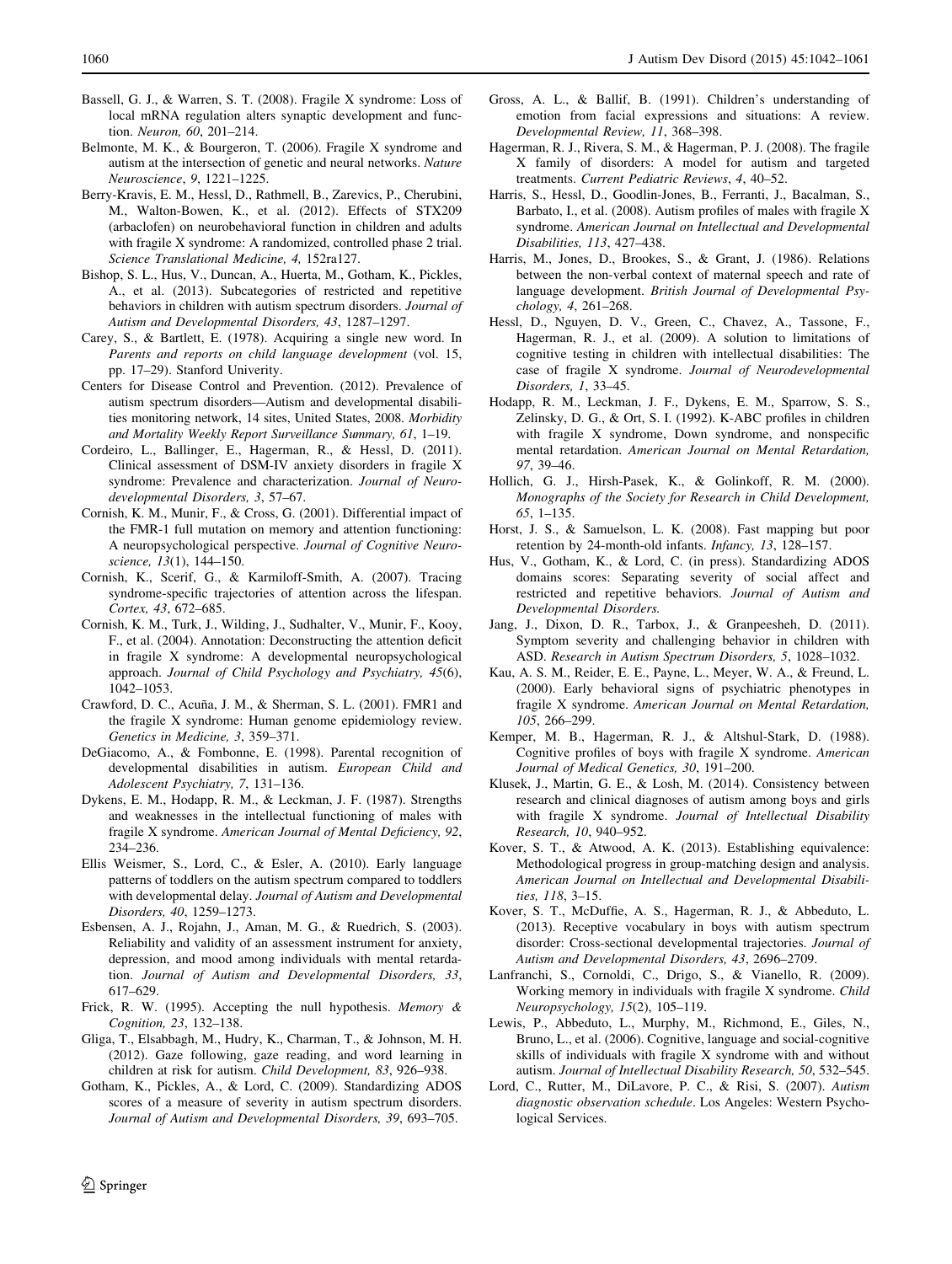Bassell, G. J., & Warren, S. T. (2008). Fragile X syndrome: Loss of local mRNA regulation alters synaptic development and function. *Neuron, 60*, 201–214.

Belmonte, M. K., & Bourgeron, T. (2006). Fragile X syndrome and autism at the intersection of genetic and neural networks. *Nature Neuroscience*, *9*, 1221–1225.

Berry-Kravis, E. M., Hessl, D., Rathmell, B., Zarevics, P., Cherubini, M., Walton-Bowen, K., et al. (2012). Effects of STX209 (arbaclofen) on neurobehavioral function in children and adults with fragile X syndrome: A randomized, controlled phase 2 trial. *Science Translational Medicine, 4,* 152ra127.

Bishop, S. L., Hus, V., Duncan, A., Huerta, M., Gotham, K., Pickles, A., et al. (2013). Subcategories of restricted and repetitive behaviors in children with autism spectrum disorders. *Journal of Autism and Developmental Disorders, 43*, 1287–1297.

Carey, S., & Bartlett, E. (1978). Acquiring a single new word. In *Parents and reports on child language development* (vol. 15, pp. 17–29). Stanford Univerity.

Centers for Disease Control and Prevention. (2012). Prevalence of autism spectrum disorders—Autism and developmental disabilities monitoring network, 14 sites, United States, 2008. *Morbidity and Mortality Weekly Report Surveillance Summary, 61*, 1–19.

Cordeiro, L., Ballinger, E., Hagerman, R., & Hessl, D. (2011). Clinical assessment of DSM-IV anxiety disorders in fragile X syndrome: Prevalence and characterization. *Journal of Neurodevelopmental Disorders, 3*, 57–67.

Cornish, K. M., Munir, F., & Cross, G. (2001). Differential impact of the FMR-1 full mutation on memory and attention functioning: A neuropsychological perspective. *Journal of Cognitive Neuroscience, 13*(1), 144–150.

Cornish, K., Scerif, G., & Karmiloff-Smith, A. (2007). Tracing syndrome-specific trajectories of attention across the lifespan. *Cortex, 43*, 672–685.

Cornish, K. M., Turk, J., Wilding, J., Sudhalter, V., Munir, F., Kooy, F., et al. (2004). Annotation: Deconstructing the attention deficit in fragile X syndrome: A developmental neuropsychological approach. *Journal of Child Psychology and Psychiatry, 45*(6), 1042–1053.

Crawford, D. C., Acuña, J. M., & Sherman, S. L. (2001). FMR1 and the fragile X syndrome: Human genome epidemiology review. *Genetics in Medicine, 3*, 359–371.

DeGiacomo, A., & Fombonne, E. (1998). Parental recognition of developmental disabilities in autism. *European Child and Adolescent Psychiatry, 7*, 131–136.

Dykens, E. M., Hodapp, R. M., & Leckman, J. F. (1987). Strengths and weaknesses in the intellectual functioning of males with fragile X syndrome. *American Journal of Mental Deficiency, 92*, 234–236.

Ellis Weismer, S., Lord, C., & Esler, A. (2010). Early language patterns of toddlers on the autism spectrum compared to toddlers with developmental delay. *Journal of Autism and Developmental Disorders, 40*, 1259–1273.

Esbensen, A. J., Rojahn, J., Aman, M. G., & Ruedrich, S. (2003). Reliability and validity of an assessment instrument for anxiety, depression, and mood among individuals with mental retardation. *Journal of Autism and Developmental Disorders, 33*, 617–629.

Frick, R. W. (1995). Accepting the null hypothesis. *Memory & Cognition, 23*, 132–138.

Gliga, T., Elsabbagh, M., Hudry, K., Charman, T., & Johnson, M. H. (2012). Gaze following, gaze reading, and word learning in children at risk for autism. *Child Development, 83*, 926–938.

Gotham, K., Pickles, A., & Lord, C. (2009). Standardizing ADOS scores of a measure of severity in autism spectrum disorders. *Journal of Autism and Developmental Disorders, 39*, 693–705.

Gross, A. L., & Ballif, B. (1991). Children's understanding of emotion from facial expressions and situations: A review. *Developmental Review, 11*, 368–398.

Hagerman, R. J., Rivera, S. M., & Hagerman, P. J. (2008). The fragile X family of disorders: A model for autism and targeted treatments. *Current Pediatric Reviews*, *4*, 40–52.

Harris, S., Hessl, D., Goodlin-Jones, B., Ferranti, J., Bacalman, S., Barbato, I., et al. (2008). Autism profiles of males with fragile X syndrome. *American Journal on Intellectual and Developmental Disabilities, 113*, 427–438.

Harris, M., Jones, D., Brookes, S., & Grant, J. (1986). Relations between the non-verbal context of maternal speech and rate of language development. *British Journal of Developmental Psychology, 4*, 261–268.

Hessl, D., Nguyen, D. V., Green, C., Chavez, A., Tassone, F., Hagerman, R. J., et al. (2009). A solution to limitations of cognitive testing in children with intellectual disabilities: The case of fragile X syndrome. *Journal of Neurodevelopmental Disorders, 1*, 33–45.

Hodapp, R. M., Leckman, J. F., Dykens, E. M., Sparrow, S. S., Zelinsky, D. G., & Ort, S. I. (1992). K-ABC profiles in children with fragile X syndrome, Down syndrome, and nonspecific mental retardation. *American Journal on Mental Retardation, 97*, 39–46.

Hollich, G. J., Hirsh-Pasek, K., & Golinkoff, R. M. (2000). *Monographs of the Society for Research in Child Development, 65*, 1–135.

Horst, J. S., & Samuelson, L. K. (2008). Fast mapping but poor retention by 24-month-old infants. *Infancy, 13*, 128–157.

Hus, V., Gotham, K., & Lord, C. (in press). Standardizing ADOS domains scores: Separating severity of social affect and restricted and repetitive behaviors. *Journal of Autism and Developmental Disorders.*

Jang, J., Dixon, D. R., Tarbox, J., & Granpeesheh, D. (2011). Symptom severity and challenging behavior in children with ASD. *Research in Autism Spectrum Disorders, 5*, 1028–1032.

Kau, A. S. M., Reider, E. E., Payne, L., Meyer, W. A., & Freund, L. (2000). Early behavioral signs of psychiatric phenotypes in fragile X syndrome. *American Journal on Mental Retardation, 105*, 266–299.

Kemper, M. B., Hagerman, R. J., & Altshul-Stark, D. (1988). Cognitive profiles of boys with fragile X syndrome. *American Journal of Medical Genetics, 30*, 191–200.

Klusek, J., Martin, G. E., & Losh, M. (2014). Consistency between research and clinical diagnoses of autism among boys and girls with fragile X syndrome. *Journal of Intellectual Disability Research, 10*, 940–952.

Kover, S. T., & Atwood, A. K. (2013). Establishing equivalence: Methodological progress in group-matching design and analysis. *American Journal on Intellectual and Developmental Disabilities, 118*, 3–15.

Kover, S. T., McDuffie, A. S., Hagerman, R. J., & Abbeduto, L. (2013). Receptive vocabulary in boys with autism spectrum disorder: Cross-sectional developmental trajectories. *Journal of Autism and Developmental Disorders, 43*, 2696–2709.

Lanfranchi, S., Cornoldi, C., Drigo, S., & Vianello, R. (2009). Working memory in individuals with fragile X syndrome. *Child Neuropsychology, 15*(2), 105–119.

Lewis, P., Abbeduto, L., Murphy, M., Richmond, E., Giles, N., Bruno, L., et al. (2006). Cognitive, language and social-cognitive skills of individuals with fragile X syndrome with and without autism. *Journal of Intellectual Disability Research, 50*, 532–545.

Lord, C., Rutter, M., DiLavore, P. C., & Risi, S. (2007). *Autism diagnostic observation schedule*. Los Angeles: Western Psychological Services.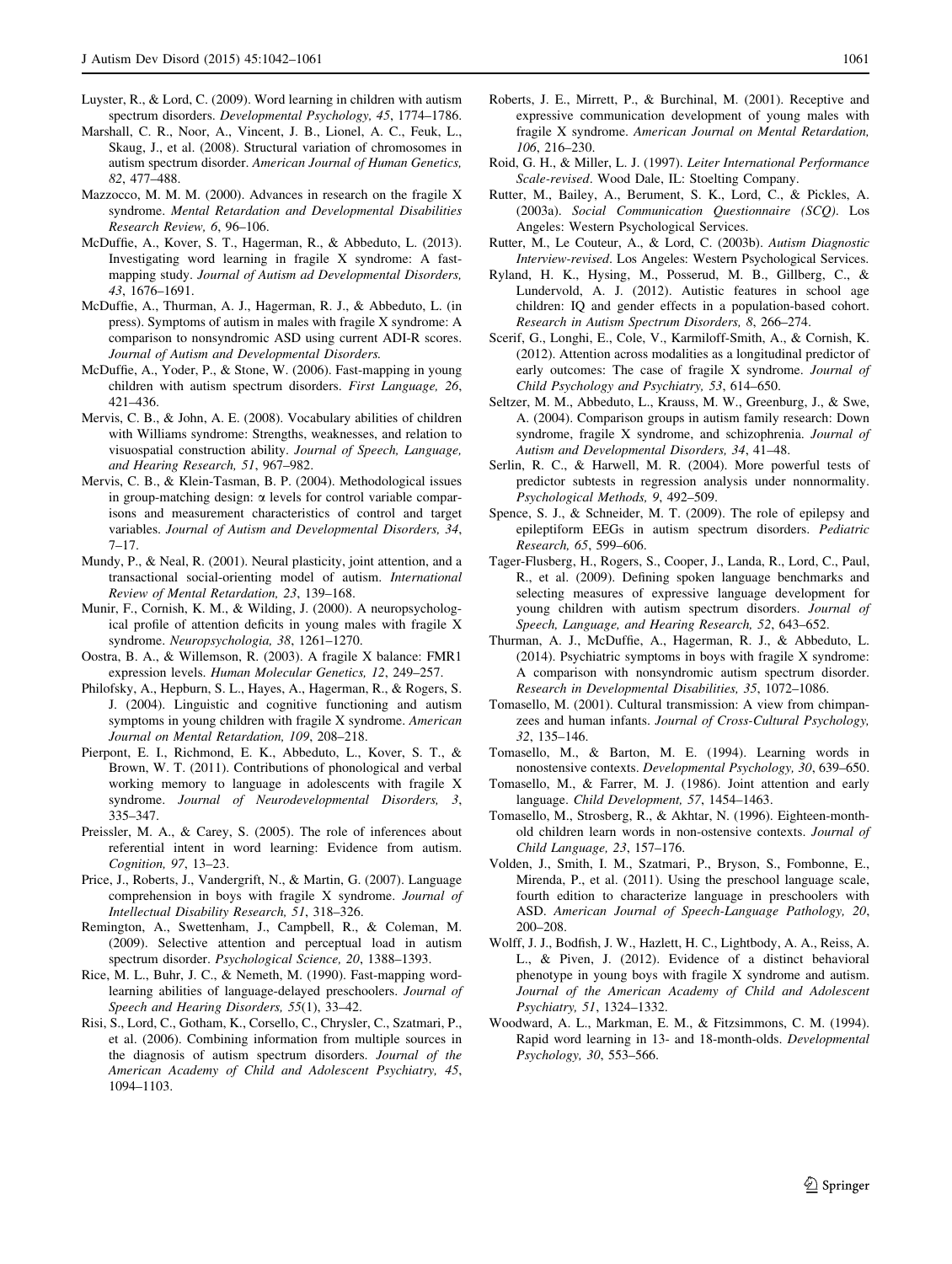Luyster, R., & Lord, C. (2009). Word learning in children with autism spectrum disorders. *Developmental Psychology, 45*, 1774–1786.

Marshall, C. R., Noor, A., Vincent, J. B., Lionel, A. C., Feuk, L., Skaug, J., et al. (2008). Structural variation of chromosomes in autism spectrum disorder. *American Journal of Human Genetics, 82*, 477–488.

Mazzocco, M. M. M. (2000). Advances in research on the fragile X syndrome. *Mental Retardation and Developmental Disabilities Research Review, 6*, 96–106.

McDuffie, A., Kover, S. T., Hagerman, R., & Abbeduto, L. (2013). Investigating word learning in fragile X syndrome: A fast-mapping study. *Journal of Autism ad Developmental Disorders, 43*, 1676–1691.

McDuffie, A., Thurman, A. J., Hagerman, R. J., & Abbeduto, L. (in press). Symptoms of autism in males with fragile X syndrome: A comparison to nonsyndromic ASD using current ADI-R scores. *Journal of Autism and Developmental Disorders.*

McDuffie, A., Yoder, P., & Stone, W. (2006). Fast-mapping in young children with autism spectrum disorders. *First Language, 26*, 421–436.

Mervis, C. B., & John, A. E. (2008). Vocabulary abilities of children with Williams syndrome: Strengths, weaknesses, and relation to visuospatial construction ability. *Journal of Speech, Language, and Hearing Research, 51*, 967–982.

Mervis, C. B., & Klein-Tasman, B. P. (2004). Methodological issues in group-matching design: α levels for control variable comparisons and measurement characteristics of control and target variables. *Journal of Autism and Developmental Disorders, 34*, 7–17.

Mundy, P., & Neal, R. (2001). Neural plasticity, joint attention, and a transactional social-orienting model of autism. *International Review of Mental Retardation, 23*, 139–168.

Munir, F., Cornish, K. M., & Wilding, J. (2000). A neuropsychological profile of attention deficits in young males with fragile X syndrome. *Neuropsychologia, 38*, 1261–1270.

Oostra, B. A., & Willemson, R. (2003). A fragile X balance: FMR1 expression levels. *Human Molecular Genetics, 12*, 249–257.

Philofsky, A., Hepburn, S. L., Hayes, A., Hagerman, R., & Rogers, S. J. (2004). Linguistic and cognitive functioning and autism symptoms in young children with fragile X syndrome. *American Journal on Mental Retardation, 109*, 208–218.

Pierpont, E. I., Richmond, E. K., Abbeduto, L., Kover, S. T., & Brown, W. T. (2011). Contributions of phonological and verbal working memory to language in adolescents with fragile X syndrome. *Journal of Neurodevelopmental Disorders, 3*, 335–347.

Preissler, M. A., & Carey, S. (2005). The role of inferences about referential intent in word learning: Evidence from autism. *Cognition, 97*, 13–23.

Price, J., Roberts, J., Vandergrift, N., & Martin, G. (2007). Language comprehension in boys with fragile X syndrome. *Journal of Intellectual Disability Research, 51*, 318–326.

Remington, A., Swettenham, J., Campbell, R., & Coleman, M. (2009). Selective attention and perceptual load in autism spectrum disorder. *Psychological Science, 20*, 1388–1393.

Rice, M. L., Buhr, J. C., & Nemeth, M. (1990). Fast-mapping word-learning abilities of language-delayed preschoolers. *Journal of Speech and Hearing Disorders, 55*(1), 33–42.

Risi, S., Lord, C., Gotham, K., Corsello, C., Chrysler, C., Szatmari, P., et al. (2006). Combining information from multiple sources in the diagnosis of autism spectrum disorders. *Journal of the American Academy of Child and Adolescent Psychiatry, 45*, 1094–1103.

Roberts, J. E., Mirrett, P., & Burchinal, M. (2001). Receptive and expressive communication development of young males with fragile X syndrome. *American Journal on Mental Retardation, 106*, 216–230.

Roid, G. H., & Miller, L. J. (1997). *Leiter International Performance Scale-revised*. Wood Dale, IL: Stoelting Company.

Rutter, M., Bailey, A., Berument, S. K., Lord, C., & Pickles, A. (2003a). *Social Communication Questionnaire (SCQ)*. Los Angeles: Western Psychological Services.

Rutter, M., Le Couteur, A., & Lord, C. (2003b). *Autism Diagnostic Interview-revised*. Los Angeles: Western Psychological Services.

Ryland, H. K., Hysing, M., Posserud, M. B., Gillberg, C., & Lundervold, A. J. (2012). Autistic features in school age children: IQ and gender effects in a population-based cohort. *Research in Autism Spectrum Disorders, 8*, 266–274.

Scerif, G., Longhi, E., Cole, V., Karmiloff-Smith, A., & Cornish, K. (2012). Attention across modalities as a longitudinal predictor of early outcomes: The case of fragile X syndrome. *Journal of Child Psychology and Psychiatry, 53*, 614–650.

Seltzer, M. M., Abbeduto, L., Krauss, M. W., Greenburg, J., & Swe, A. (2004). Comparison groups in autism family research: Down syndrome, fragile X syndrome, and schizophrenia. *Journal of Autism and Developmental Disorders, 34*, 41–48.

Serlin, R. C., & Harwell, M. R. (2004). More powerful tests of predictor subtests in regression analysis under nonnormality. *Psychological Methods, 9*, 492–509.

Spence, S. J., & Schneider, M. T. (2009). The role of epilepsy and epileptiform EEGs in autism spectrum disorders. *Pediatric Research, 65*, 599–606.

Tager-Flusberg, H., Rogers, S., Cooper, J., Landa, R., Lord, C., Paul, R., et al. (2009). Defining spoken language benchmarks and selecting measures of expressive language development for young children with autism spectrum disorders. *Journal of Speech, Language, and Hearing Research, 52*, 643–652.

Thurman, A. J., McDuffie, A., Hagerman, R. J., & Abbeduto, L. (2014). Psychiatric symptoms in boys with fragile X syndrome: A comparison with nonsyndromic autism spectrum disorder. *Research in Developmental Disabilities, 35*, 1072–1086.

Tomasello, M. (2001). Cultural transmission: A view from chimpanzees and human infants. *Journal of Cross-Cultural Psychology, 32*, 135–146.

Tomasello, M., & Barton, M. E. (1994). Learning words in nonostensive contexts. *Developmental Psychology, 30*, 639–650.

Tomasello, M., & Farrer, M. J. (1986). Joint attention and early language. *Child Development, 57*, 1454–1463.

Tomasello, M., Strosberg, R., & Akhtar, N. (1996). Eighteen-month-old children learn words in non-ostensive contexts. *Journal of Child Language, 23*, 157–176.

Volden, J., Smith, I. M., Szatmari, P., Bryson, S., Fombonne, E., Mirenda, P., et al. (2011). Using the preschool language scale, fourth edition to characterize language in preschoolers with ASD. *American Journal of Speech-Language Pathology, 20*, 200–208.

Wolff, J. J., Bodfish, J. W., Hazlett, H. C., Lightbody, A. A., Reiss, A. L., & Piven, J. (2012). Evidence of a distinct behavioral phenotype in young boys with fragile X syndrome and autism. *Journal of the American Academy of Child and Adolescent Psychiatry, 51*, 1324–1332.

Woodward, A. L., Markman, E. M., & Fitzsimmons, C. M. (1994). Rapid word learning in 13- and 18-month-olds. *Developmental Psychology, 30*, 553–566.